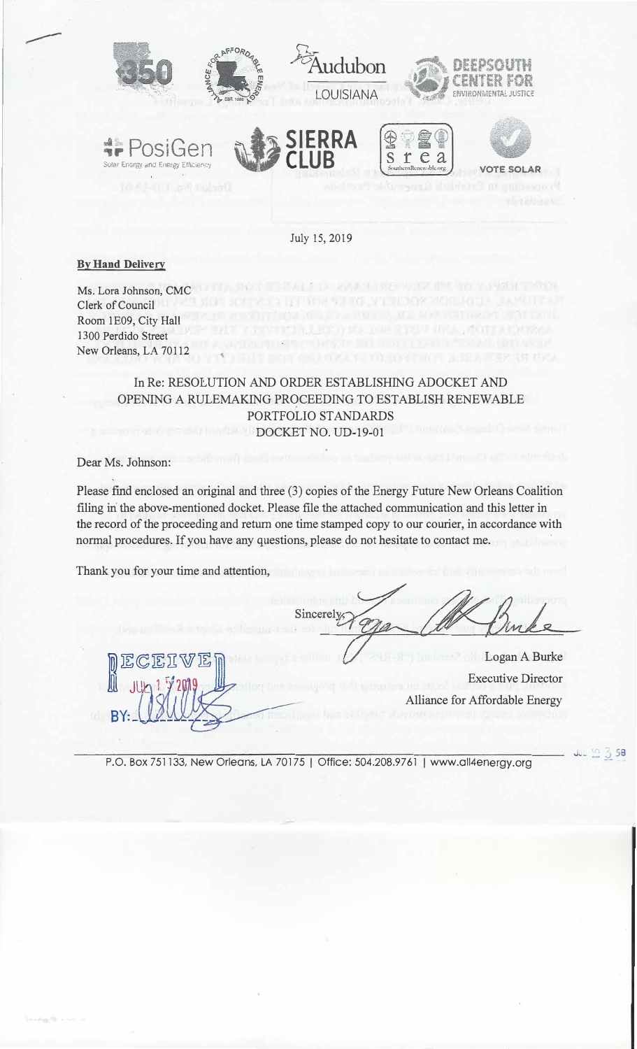July 15, 2019

**By Hand Delivery**

Ms. Lora Johnson, CMC
Clerk of Council
Room 1E09, City Hall
1300 Perdido Street
New Orleans, LA 70112

In Re: RESOLUTION AND ORDER ESTABLISHING ADOCKET AND OPENING A RULEMAKING PROCEEDING TO ESTABLISH RENEWABLE PORTFOLIO STANDARDS
DOCKET NO. UD-19-01

Dear Ms. Johnson:

Please find enclosed an original and three (3) copies of the Energy Future New Orleans Coalition filing in the above-mentioned docket. Please file the attached communication and this letter in the record of the proceeding and return one time stamped copy to our courier, in accordance with normal procedures. If you have any questions, please do not hesitate to contact me.

Thank you for your time and attention,

Sincerely,

Logan A Burke
Executive Director
Alliance for Affordable Energy

RECEIVED
JUL 15 2019
BY:

P.O. Box 751133, New Orleans, LA 70175 | Office: 504.208.9761 | www.all4energy.org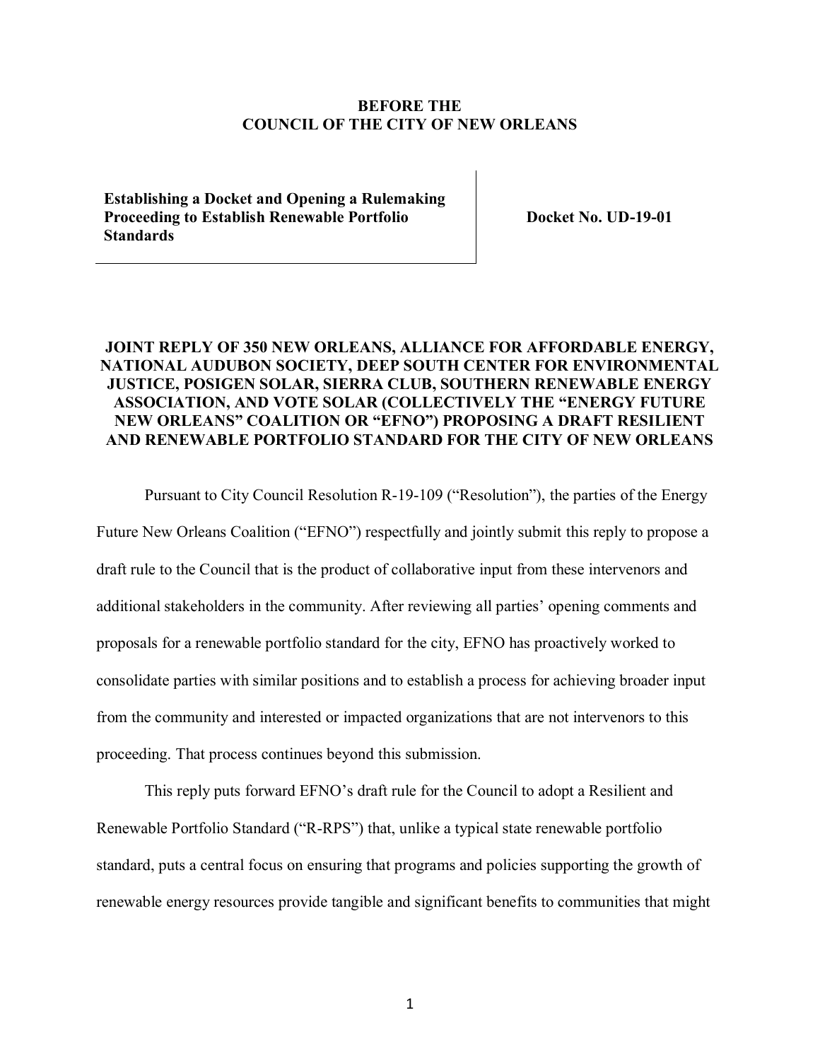**BEFORE THE**
**COUNCIL OF THE CITY OF NEW ORLEANS**

| | |
|---|---|
| **Establishing a Docket and Opening a Rulemaking Proceeding to Establish Renewable Portfolio Standards** | **Docket No. UD-19-01** |

**JOINT REPLY OF 350 NEW ORLEANS, ALLIANCE FOR AFFORDABLE ENERGY, NATIONAL AUDUBON SOCIETY, DEEP SOUTH CENTER FOR ENVIRONMENTAL JUSTICE, POSIGEN SOLAR, SIERRA CLUB, SOUTHERN RENEWABLE ENERGY ASSOCIATION, AND VOTE SOLAR (COLLECTIVELY THE "ENERGY FUTURE NEW ORLEANS" COALITION OR "EFNO") PROPOSING A DRAFT RESILIENT AND RENEWABLE PORTFOLIO STANDARD FOR THE CITY OF NEW ORLEANS**

Pursuant to City Council Resolution R-19-109 ("Resolution"), the parties of the Energy Future New Orleans Coalition ("EFNO") respectfully and jointly submit this reply to propose a draft rule to the Council that is the product of collaborative input from these intervenors and additional stakeholders in the community. After reviewing all parties' opening comments and proposals for a renewable portfolio standard for the city, EFNO has proactively worked to consolidate parties with similar positions and to establish a process for achieving broader input from the community and interested or impacted organizations that are not intervenors to this proceeding. That process continues beyond this submission.

This reply puts forward EFNO's draft rule for the Council to adopt a Resilient and Renewable Portfolio Standard ("R-RPS") that, unlike a typical state renewable portfolio standard, puts a central focus on ensuring that programs and policies supporting the growth of renewable energy resources provide tangible and significant benefits to communities that might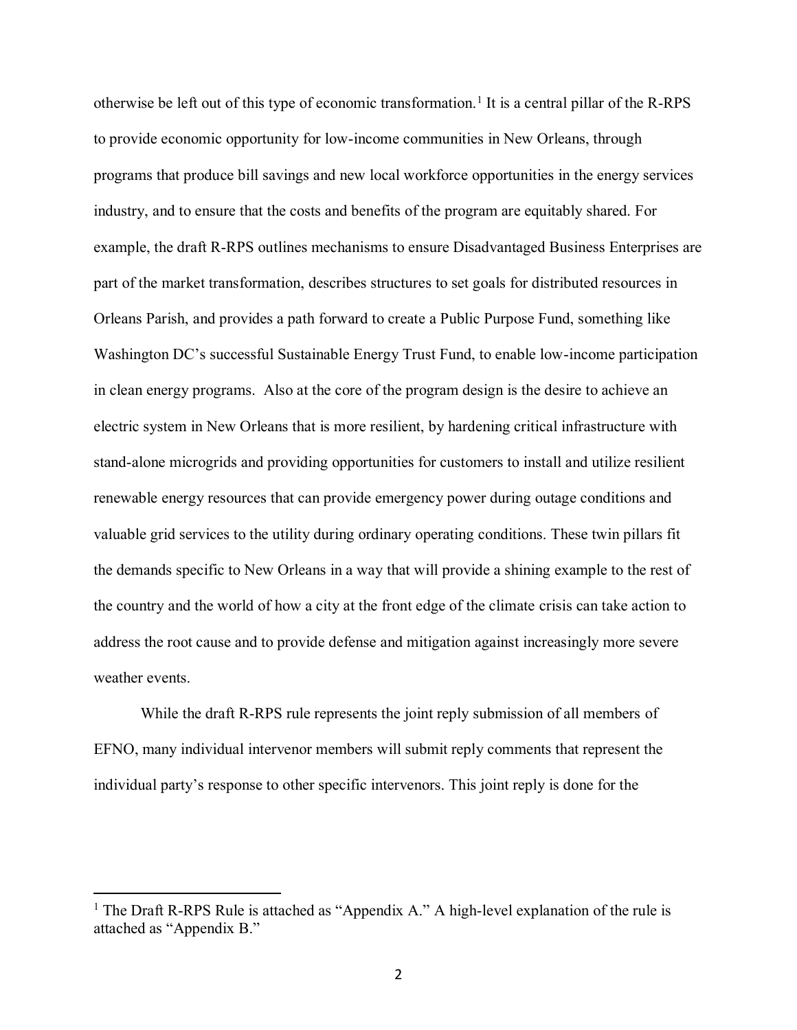otherwise be left out of this type of economic transformation.[1] It is a central pillar of the R-RPS to provide economic opportunity for low-income communities in New Orleans, through programs that produce bill savings and new local workforce opportunities in the energy services industry, and to ensure that the costs and benefits of the program are equitably shared. For example, the draft R-RPS outlines mechanisms to ensure Disadvantaged Business Enterprises are part of the market transformation, describes structures to set goals for distributed resources in Orleans Parish, and provides a path forward to create a Public Purpose Fund, something like Washington DC's successful Sustainable Energy Trust Fund, to enable low-income participation in clean energy programs. Also at the core of the program design is the desire to achieve an electric system in New Orleans that is more resilient, by hardening critical infrastructure with stand-alone microgrids and providing opportunities for customers to install and utilize resilient renewable energy resources that can provide emergency power during outage conditions and valuable grid services to the utility during ordinary operating conditions. These twin pillars fit the demands specific to New Orleans in a way that will provide a shining example to the rest of the country and the world of how a city at the front edge of the climate crisis can take action to address the root cause and to provide defense and mitigation against increasingly more severe weather events.

While the draft R-RPS rule represents the joint reply submission of all members of EFNO, many individual intervenor members will submit reply comments that represent the individual party's response to other specific intervenors. This joint reply is done for the

[1] The Draft R-RPS Rule is attached as "Appendix A." A high-level explanation of the rule is attached as "Appendix B."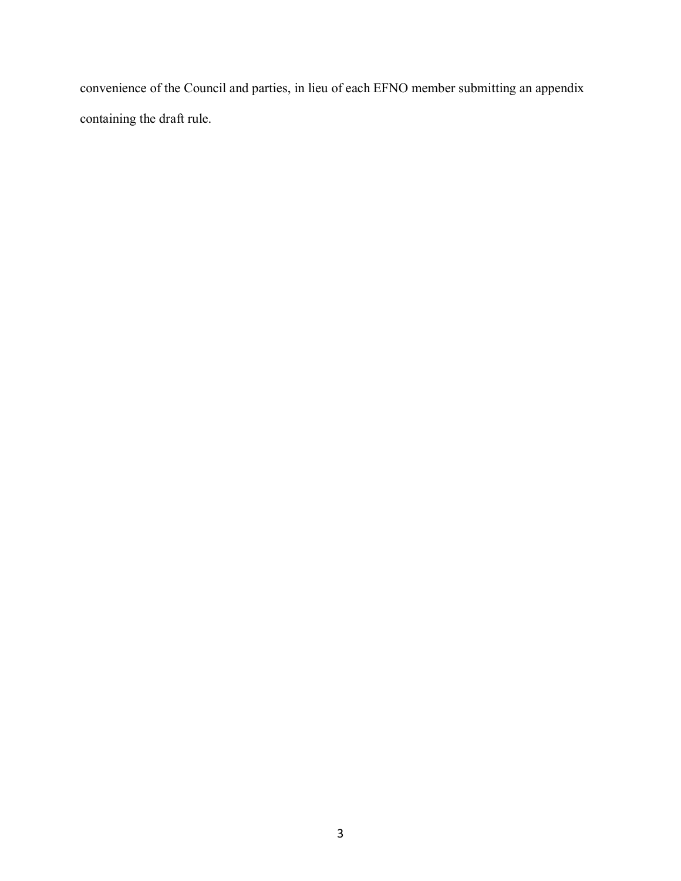convenience of the Council and parties, in lieu of each EFNO member submitting an appendix containing the draft rule.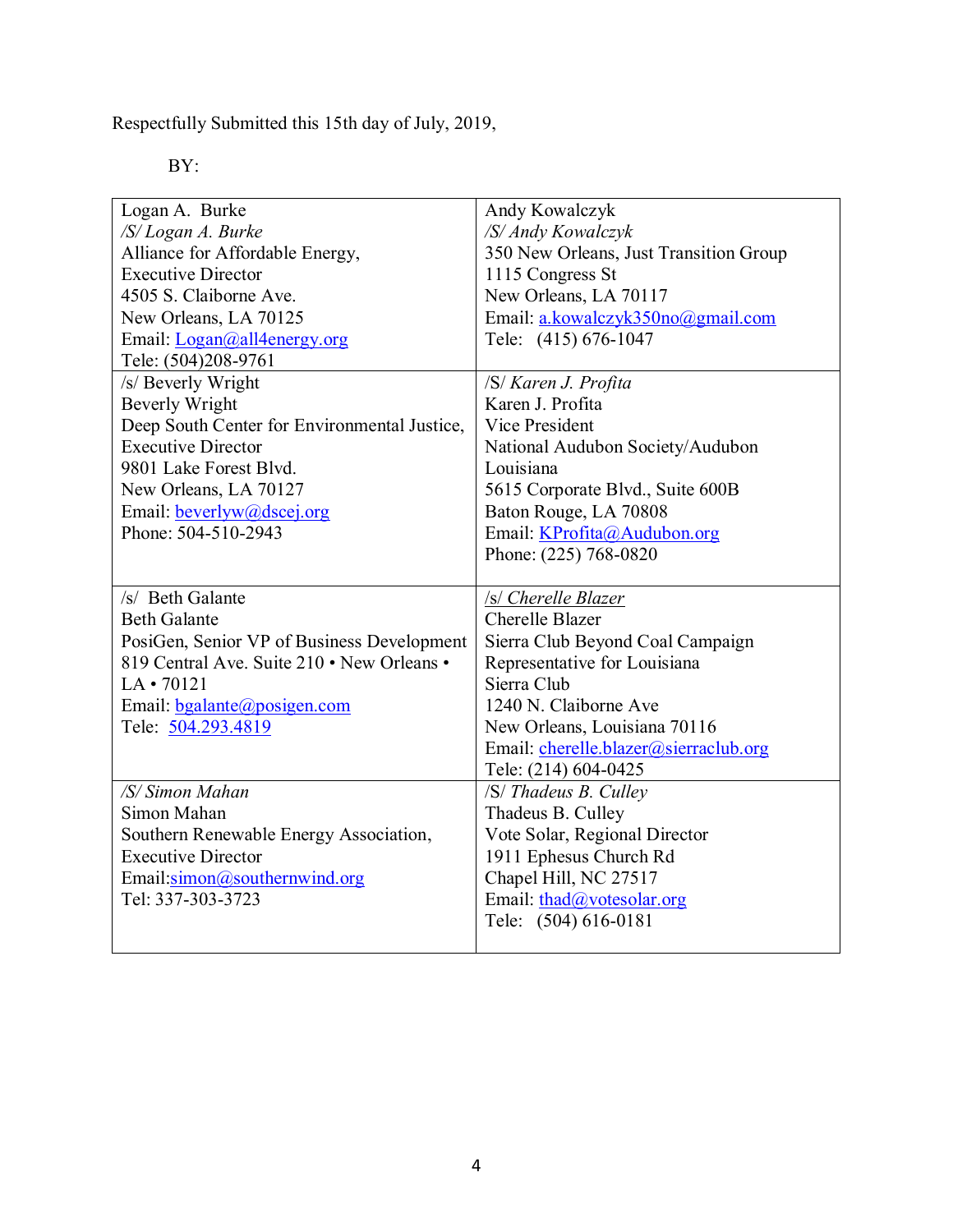Respectfully Submitted this 15th day of July, 2019,

BY:

| | |
|---|---|
| Logan A. Burke<br>*/S/ Logan A. Burke*<br>Alliance for Affordable Energy,<br>Executive Director<br>4505 S. Claiborne Ave.<br>New Orleans, LA 70125<br>Email: Logan@all4energy.org<br>Tele: (504)208-9761 | Andy Kowalczyk<br>*/S/ Andy Kowalczyk*<br>350 New Orleans, Just Transition Group<br>1115 Congress St<br>New Orleans, LA 70117<br>Email: a.kowalczyk350no@gmail.com<br>Tele: (415) 676-1047 |
| /s/ Beverly Wright<br>Beverly Wright<br>Deep South Center for Environmental Justice,<br>Executive Director<br>9801 Lake Forest Blvd.<br>New Orleans, LA 70127<br>Email: beverlyw@dscej.org<br>Phone: 504-510-2943 | */S/ Karen J. Profita*<br>Karen J. Profita<br>Vice President<br>National Audubon Society/Audubon Louisiana<br>5615 Corporate Blvd., Suite 600B<br>Baton Rouge, LA 70808<br>Email: KProfita@Audubon.org<br>Phone: (225) 768-0820 |
| /s/ Beth Galante<br>Beth Galante<br>PosiGen, Senior VP of Business Development<br>819 Central Ave. Suite 210 • New Orleans • LA • 70121<br>Email: bgalante@posigen.com<br>Tele: 504.293.4819 | */s/ Cherelle Blazer*<br>Cherelle Blazer<br>Sierra Club Beyond Coal Campaign<br>Representative for Louisiana<br>Sierra Club<br>1240 N. Claiborne Ave<br>New Orleans, Louisiana 70116<br>Email: cherelle.blazer@sierraclub.org<br>Tele: (214) 604-0425 |
| */S/ Simon Mahan*<br>Simon Mahan<br>Southern Renewable Energy Association,<br>Executive Director<br>Email:simon@southernwind.org<br>Tel: 337-303-3723 | */S/ Thadeus B. Culley*<br>Thadeus B. Culley<br>Vote Solar, Regional Director<br>1911 Ephesus Church Rd<br>Chapel Hill, NC 27517<br>Email: thad@votesolar.org<br>Tele: (504) 616-0181 |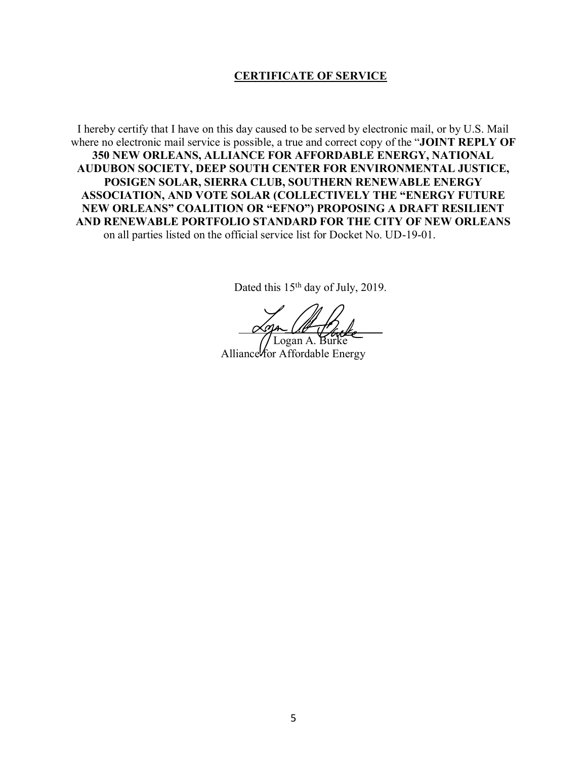## CERTIFICATE OF SERVICE

I hereby certify that I have on this day caused to be served by electronic mail, or by U.S. Mail where no electronic mail service is possible, a true and correct copy of the "**JOINT REPLY OF 350 NEW ORLEANS, ALLIANCE FOR AFFORDABLE ENERGY, NATIONAL AUDUBON SOCIETY, DEEP SOUTH CENTER FOR ENVIRONMENTAL JUSTICE, POSIGEN SOLAR, SIERRA CLUB, SOUTHERN RENEWABLE ENERGY ASSOCIATION, AND VOTE SOLAR (COLLECTIVELY THE "ENERGY FUTURE NEW ORLEANS" COALITION OR "EFNO") PROPOSING A DRAFT RESILIENT AND RENEWABLE PORTFOLIO STANDARD FOR THE CITY OF NEW ORLEANS** on all parties listed on the official service list for Docket No. UD-19-01.

Dated this 15th day of July, 2019.

Logan A. Burke
Alliance for Affordable Energy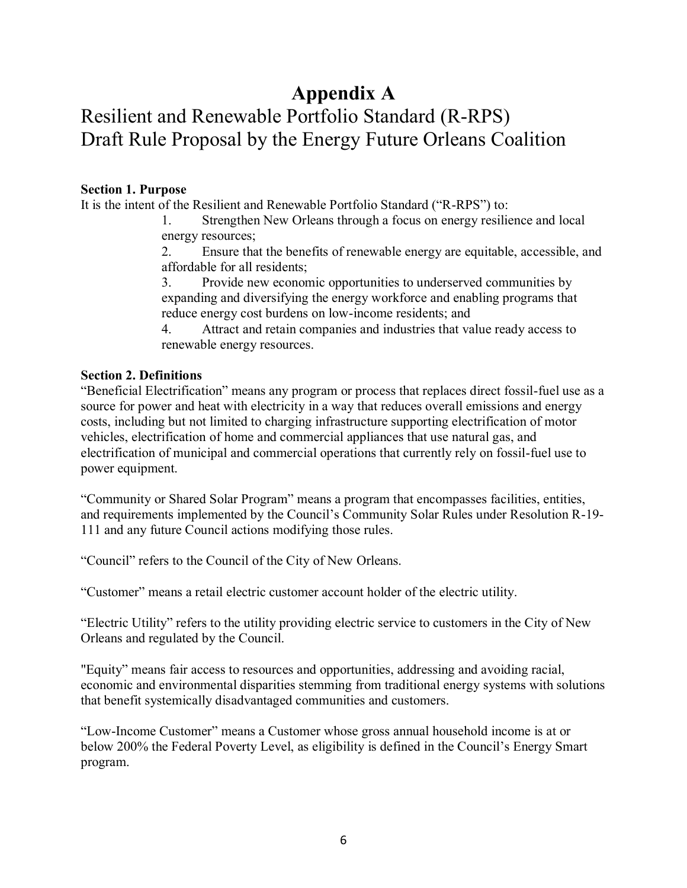# Appendix A

## Resilient and Renewable Portfolio Standard (R-RPS) Draft Rule Proposal by the Energy Future Orleans Coalition

**Section 1. Purpose**

It is the intent of the Resilient and Renewable Portfolio Standard ("R-RPS") to:

1. Strengthen New Orleans through a focus on energy resilience and local energy resources;
2. Ensure that the benefits of renewable energy are equitable, accessible, and affordable for all residents;
3. Provide new economic opportunities to underserved communities by expanding and diversifying the energy workforce and enabling programs that reduce energy cost burdens on low-income residents; and
4. Attract and retain companies and industries that value ready access to renewable energy resources.

**Section 2. Definitions**

"Beneficial Electrification" means any program or process that replaces direct fossil-fuel use as a source for power and heat with electricity in a way that reduces overall emissions and energy costs, including but not limited to charging infrastructure supporting electrification of motor vehicles, electrification of home and commercial appliances that use natural gas, and electrification of municipal and commercial operations that currently rely on fossil-fuel use to power equipment.

"Community or Shared Solar Program" means a program that encompasses facilities, entities, and requirements implemented by the Council's Community Solar Rules under Resolution R-19-111 and any future Council actions modifying those rules.

"Council" refers to the Council of the City of New Orleans.

"Customer" means a retail electric customer account holder of the electric utility.

"Electric Utility" refers to the utility providing electric service to customers in the City of New Orleans and regulated by the Council.

"Equity" means fair access to resources and opportunities, addressing and avoiding racial, economic and environmental disparities stemming from traditional energy systems with solutions that benefit systemically disadvantaged communities and customers.

"Low-Income Customer" means a Customer whose gross annual household income is at or below 200% the Federal Poverty Level, as eligibility is defined in the Council's Energy Smart program.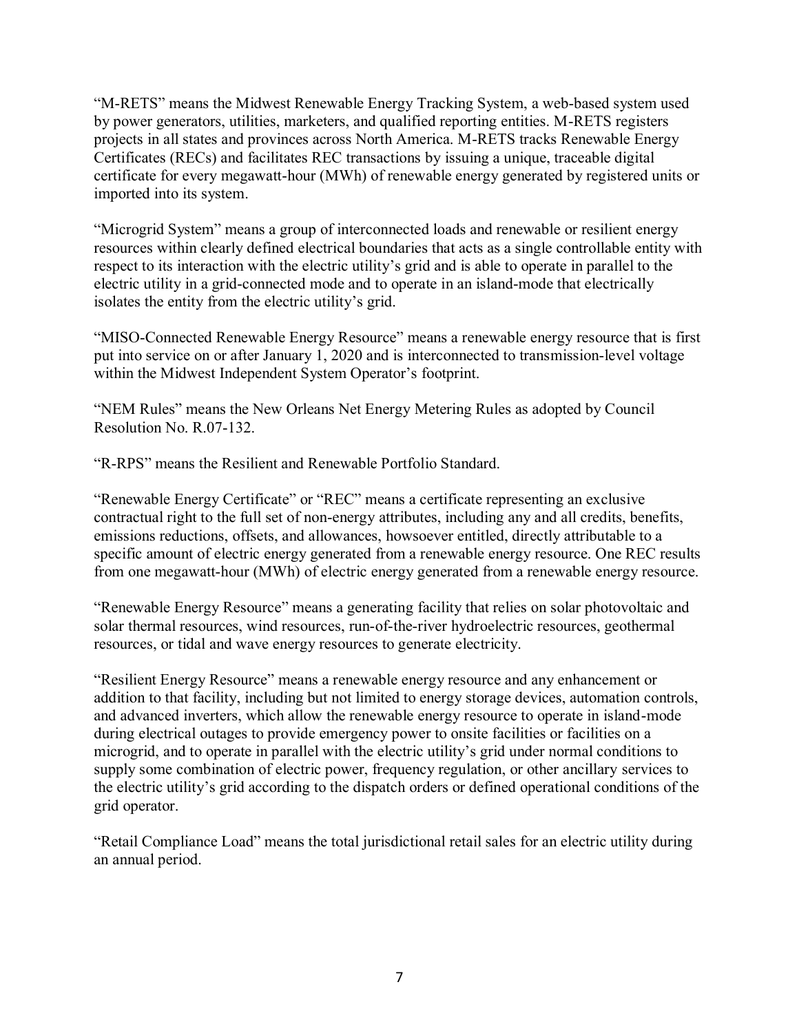"M-RETS" means the Midwest Renewable Energy Tracking System, a web-based system used by power generators, utilities, marketers, and qualified reporting entities. M-RETS registers projects in all states and provinces across North America. M-RETS tracks Renewable Energy Certificates (RECs) and facilitates REC transactions by issuing a unique, traceable digital certificate for every megawatt-hour (MWh) of renewable energy generated by registered units or imported into its system.

"Microgrid System" means a group of interconnected loads and renewable or resilient energy resources within clearly defined electrical boundaries that acts as a single controllable entity with respect to its interaction with the electric utility's grid and is able to operate in parallel to the electric utility in a grid-connected mode and to operate in an island-mode that electrically isolates the entity from the electric utility's grid.

"MISO-Connected Renewable Energy Resource" means a renewable energy resource that is first put into service on or after January 1, 2020 and is interconnected to transmission-level voltage within the Midwest Independent System Operator's footprint.

"NEM Rules" means the New Orleans Net Energy Metering Rules as adopted by Council Resolution No. R.07-132.

"R-RPS" means the Resilient and Renewable Portfolio Standard.

"Renewable Energy Certificate" or "REC" means a certificate representing an exclusive contractual right to the full set of non-energy attributes, including any and all credits, benefits, emissions reductions, offsets, and allowances, howsoever entitled, directly attributable to a specific amount of electric energy generated from a renewable energy resource. One REC results from one megawatt-hour (MWh) of electric energy generated from a renewable energy resource.

"Renewable Energy Resource" means a generating facility that relies on solar photovoltaic and solar thermal resources, wind resources, run-of-the-river hydroelectric resources, geothermal resources, or tidal and wave energy resources to generate electricity.

"Resilient Energy Resource" means a renewable energy resource and any enhancement or addition to that facility, including but not limited to energy storage devices, automation controls, and advanced inverters, which allow the renewable energy resource to operate in island-mode during electrical outages to provide emergency power to onsite facilities or facilities on a microgrid, and to operate in parallel with the electric utility's grid under normal conditions to supply some combination of electric power, frequency regulation, or other ancillary services to the electric utility's grid according to the dispatch orders or defined operational conditions of the grid operator.

"Retail Compliance Load" means the total jurisdictional retail sales for an electric utility during an annual period.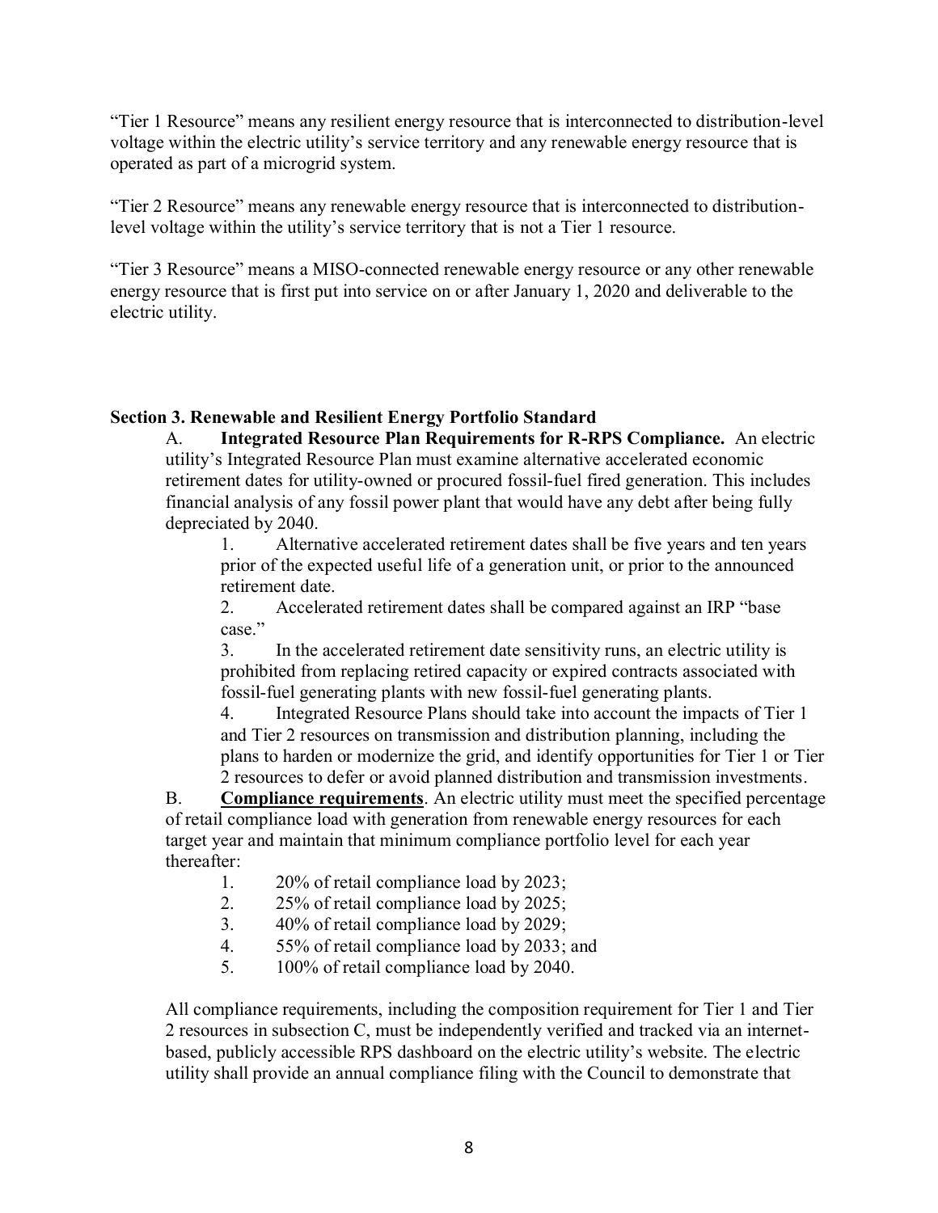"Tier 1 Resource" means any resilient energy resource that is interconnected to distribution-level voltage within the electric utility's service territory and any renewable energy resource that is operated as part of a microgrid system.

"Tier 2 Resource" means any renewable energy resource that is interconnected to distribution-level voltage within the utility's service territory that is not a Tier 1 resource.

"Tier 3 Resource" means a MISO-connected renewable energy resource or any other renewable energy resource that is first put into service on or after January 1, 2020 and deliverable to the electric utility.

**Section 3. Renewable and Resilient Energy Portfolio Standard**

A. **Integrated Resource Plan Requirements for R-RPS Compliance.** An electric utility's Integrated Resource Plan must examine alternative accelerated economic retirement dates for utility-owned or procured fossil-fuel fired generation. This includes financial analysis of any fossil power plant that would have any debt after being fully depreciated by 2040.

1. Alternative accelerated retirement dates shall be five years and ten years prior of the expected useful life of a generation unit, or prior to the announced retirement date.
2. Accelerated retirement dates shall be compared against an IRP "base case."
3. In the accelerated retirement date sensitivity runs, an electric utility is prohibited from replacing retired capacity or expired contracts associated with fossil-fuel generating plants with new fossil-fuel generating plants.
4. Integrated Resource Plans should take into account the impacts of Tier 1 and Tier 2 resources on transmission and distribution planning, including the plans to harden or modernize the grid, and identify opportunities for Tier 1 or Tier 2 resources to defer or avoid planned distribution and transmission investments.

B. **Compliance requirements**. An electric utility must meet the specified percentage of retail compliance load with generation from renewable energy resources for each target year and maintain that minimum compliance portfolio level for each year thereafter:

1. 20% of retail compliance load by 2023;
2. 25% of retail compliance load by 2025;
3. 40% of retail compliance load by 2029;
4. 55% of retail compliance load by 2033; and
5. 100% of retail compliance load by 2040.

All compliance requirements, including the composition requirement for Tier 1 and Tier 2 resources in subsection C, must be independently verified and tracked via an internet-based, publicly accessible RPS dashboard on the electric utility's website. The electric utility shall provide an annual compliance filing with the Council to demonstrate that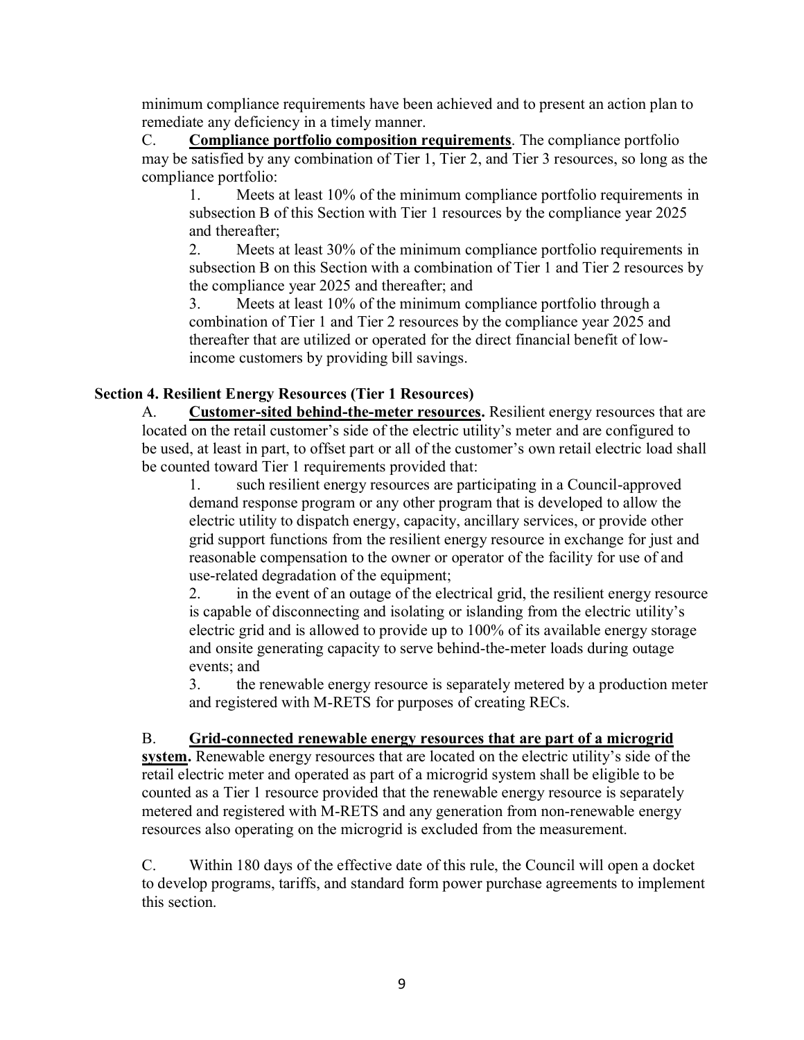minimum compliance requirements have been achieved and to present an action plan to remediate any deficiency in a timely manner.

C. **Compliance portfolio composition requirements**. The compliance portfolio may be satisfied by any combination of Tier 1, Tier 2, and Tier 3 resources, so long as the compliance portfolio:

1. Meets at least 10% of the minimum compliance portfolio requirements in subsection B of this Section with Tier 1 resources by the compliance year 2025 and thereafter;
2. Meets at least 30% of the minimum compliance portfolio requirements in subsection B on this Section with a combination of Tier 1 and Tier 2 resources by the compliance year 2025 and thereafter; and
3. Meets at least 10% of the minimum compliance portfolio through a combination of Tier 1 and Tier 2 resources by the compliance year 2025 and thereafter that are utilized or operated for the direct financial benefit of low-income customers by providing bill savings.

### Section 4. Resilient Energy Resources (Tier 1 Resources)

A. **Customer-sited behind-the-meter resources.** Resilient energy resources that are located on the retail customer's side of the electric utility's meter and are configured to be used, at least in part, to offset part or all of the customer's own retail electric load shall be counted toward Tier 1 requirements provided that:

1. such resilient energy resources are participating in a Council-approved demand response program or any other program that is developed to allow the electric utility to dispatch energy, capacity, ancillary services, or provide other grid support functions from the resilient energy resource in exchange for just and reasonable compensation to the owner or operator of the facility for use of and use-related degradation of the equipment;
2. in the event of an outage of the electrical grid, the resilient energy resource is capable of disconnecting and isolating or islanding from the electric utility's electric grid and is allowed to provide up to 100% of its available energy storage and onsite generating capacity to serve behind-the-meter loads during outage events; and
3. the renewable energy resource is separately metered by a production meter and registered with M-RETS for purposes of creating RECs.

B. **Grid-connected renewable energy resources that are part of a microgrid system.** Renewable energy resources that are located on the electric utility's side of the retail electric meter and operated as part of a microgrid system shall be eligible to be counted as a Tier 1 resource provided that the renewable energy resource is separately metered and registered with M-RETS and any generation from non-renewable energy resources also operating on the microgrid is excluded from the measurement.

C. Within 180 days of the effective date of this rule, the Council will open a docket to develop programs, tariffs, and standard form power purchase agreements to implement this section.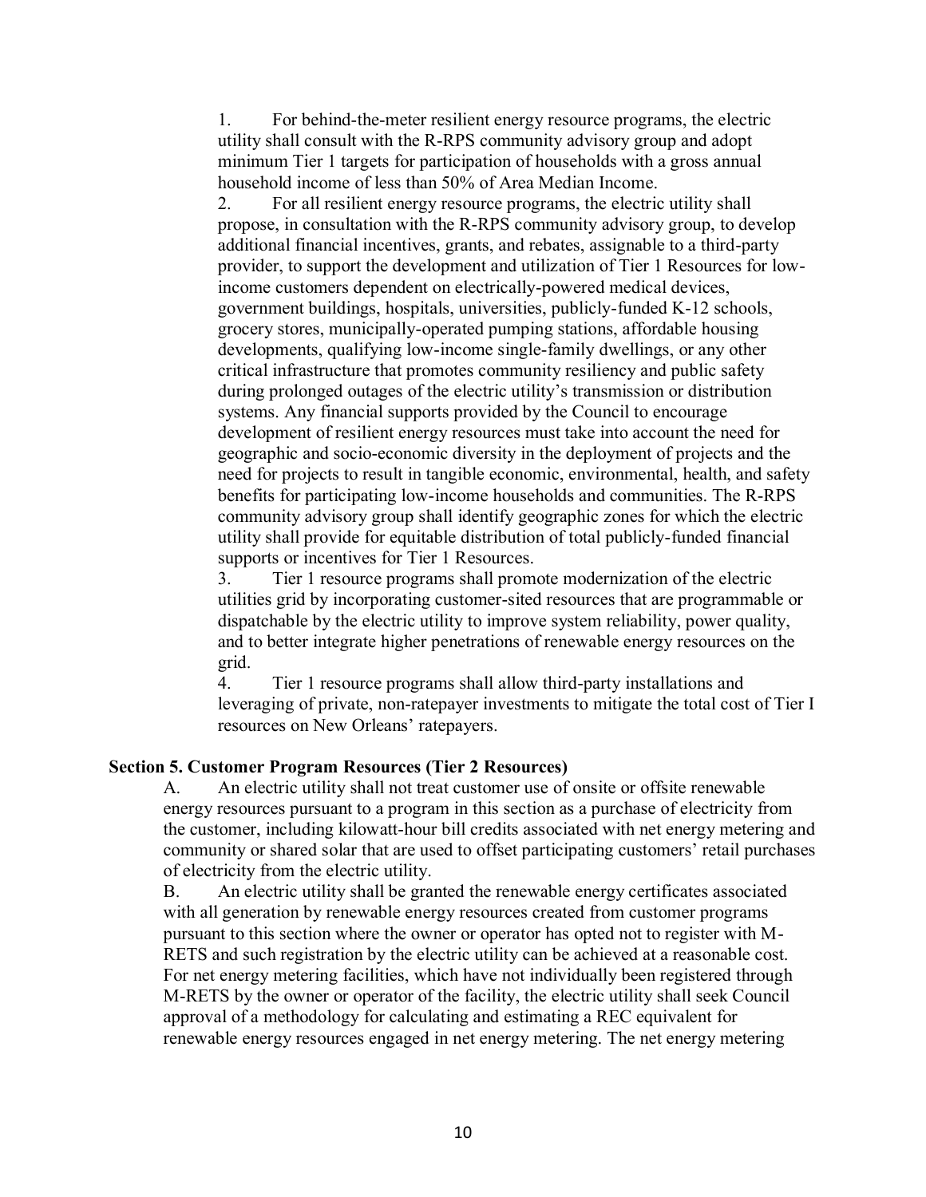1. For behind-the-meter resilient energy resource programs, the electric utility shall consult with the R-RPS community advisory group and adopt minimum Tier 1 targets for participation of households with a gross annual household income of less than 50% of Area Median Income.

2. For all resilient energy resource programs, the electric utility shall propose, in consultation with the R-RPS community advisory group, to develop additional financial incentives, grants, and rebates, assignable to a third-party provider, to support the development and utilization of Tier 1 Resources for low-income customers dependent on electrically-powered medical devices, government buildings, hospitals, universities, publicly-funded K-12 schools, grocery stores, municipally-operated pumping stations, affordable housing developments, qualifying low-income single-family dwellings, or any other critical infrastructure that promotes community resiliency and public safety during prolonged outages of the electric utility's transmission or distribution systems. Any financial supports provided by the Council to encourage development of resilient energy resources must take into account the need for geographic and socio-economic diversity in the deployment of projects and the need for projects to result in tangible economic, environmental, health, and safety benefits for participating low-income households and communities. The R-RPS community advisory group shall identify geographic zones for which the electric utility shall provide for equitable distribution of total publicly-funded financial supports or incentives for Tier 1 Resources.

3. Tier 1 resource programs shall promote modernization of the electric utilities grid by incorporating customer-sited resources that are programmable or dispatchable by the electric utility to improve system reliability, power quality, and to better integrate higher penetrations of renewable energy resources on the grid.

4. Tier 1 resource programs shall allow third-party installations and leveraging of private, non-ratepayer investments to mitigate the total cost of Tier I resources on New Orleans' ratepayers.

**Section 5. Customer Program Resources (Tier 2 Resources)**

A. An electric utility shall not treat customer use of onsite or offsite renewable energy resources pursuant to a program in this section as a purchase of electricity from the customer, including kilowatt-hour bill credits associated with net energy metering and community or shared solar that are used to offset participating customers' retail purchases of electricity from the electric utility.

B. An electric utility shall be granted the renewable energy certificates associated with all generation by renewable energy resources created from customer programs pursuant to this section where the owner or operator has opted not to register with M-RETS and such registration by the electric utility can be achieved at a reasonable cost. For net energy metering facilities, which have not individually been registered through M-RETS by the owner or operator of the facility, the electric utility shall seek Council approval of a methodology for calculating and estimating a REC equivalent for renewable energy resources engaged in net energy metering. The net energy metering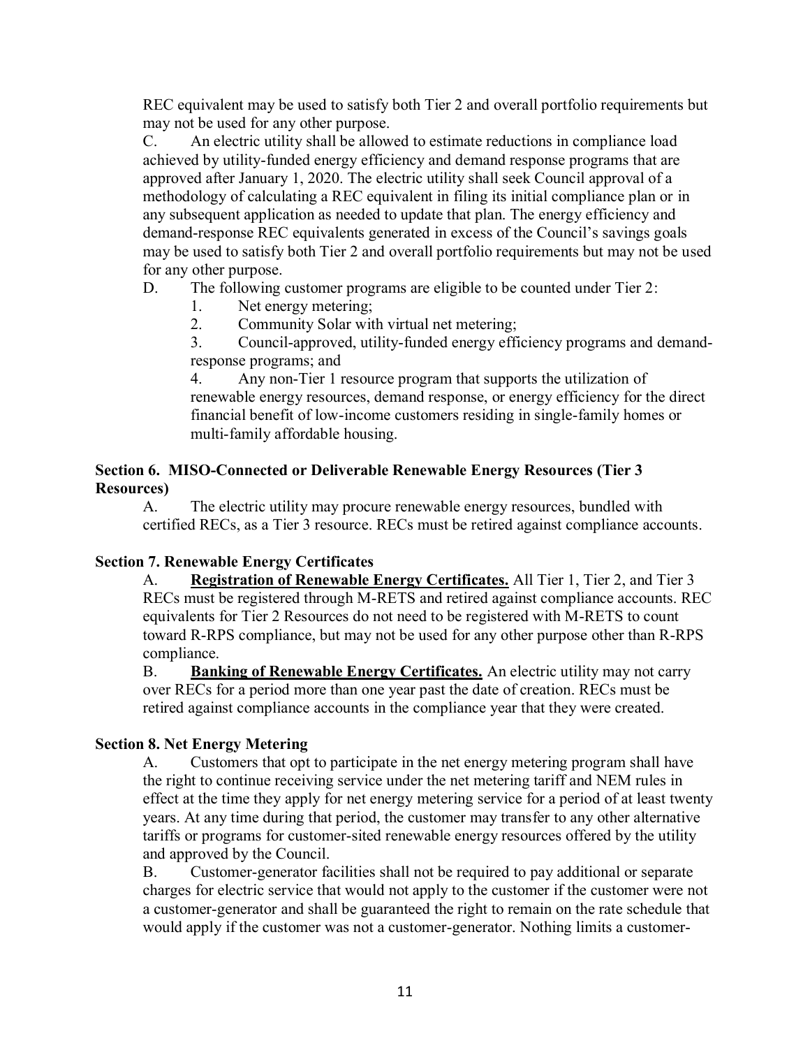REC equivalent may be used to satisfy both Tier 2 and overall portfolio requirements but may not be used for any other purpose.

C. An electric utility shall be allowed to estimate reductions in compliance load achieved by utility-funded energy efficiency and demand response programs that are approved after January 1, 2020. The electric utility shall seek Council approval of a methodology of calculating a REC equivalent in filing its initial compliance plan or in any subsequent application as needed to update that plan. The energy efficiency and demand-response REC equivalents generated in excess of the Council's savings goals may be used to satisfy both Tier 2 and overall portfolio requirements but may not be used for any other purpose.

D. The following customer programs are eligible to be counted under Tier 2:

1. Net energy metering;
2. Community Solar with virtual net metering;
3. Council-approved, utility-funded energy efficiency programs and demand-response programs; and
4. Any non-Tier 1 resource program that supports the utilization of renewable energy resources, demand response, or energy efficiency for the direct financial benefit of low-income customers residing in single-family homes or multi-family affordable housing.

### Section 6. MISO-Connected or Deliverable Renewable Energy Resources (Tier 3 Resources)

A. The electric utility may procure renewable energy resources, bundled with certified RECs, as a Tier 3 resource. RECs must be retired against compliance accounts.

### Section 7. Renewable Energy Certificates

A. **Registration of Renewable Energy Certificates.** All Tier 1, Tier 2, and Tier 3 RECs must be registered through M-RETS and retired against compliance accounts. REC equivalents for Tier 2 Resources do not need to be registered with M-RETS to count toward R-RPS compliance, but may not be used for any other purpose other than R-RPS compliance.

B. **Banking of Renewable Energy Certificates.** An electric utility may not carry over RECs for a period more than one year past the date of creation. RECs must be retired against compliance accounts in the compliance year that they were created.

### Section 8. Net Energy Metering

A. Customers that opt to participate in the net energy metering program shall have the right to continue receiving service under the net metering tariff and NEM rules in effect at the time they apply for net energy metering service for a period of at least twenty years. At any time during that period, the customer may transfer to any other alternative tariffs or programs for customer-sited renewable energy resources offered by the utility and approved by the Council.

B. Customer-generator facilities shall not be required to pay additional or separate charges for electric service that would not apply to the customer if the customer were not a customer-generator and shall be guaranteed the right to remain on the rate schedule that would apply if the customer was not a customer-generator. Nothing limits a customer-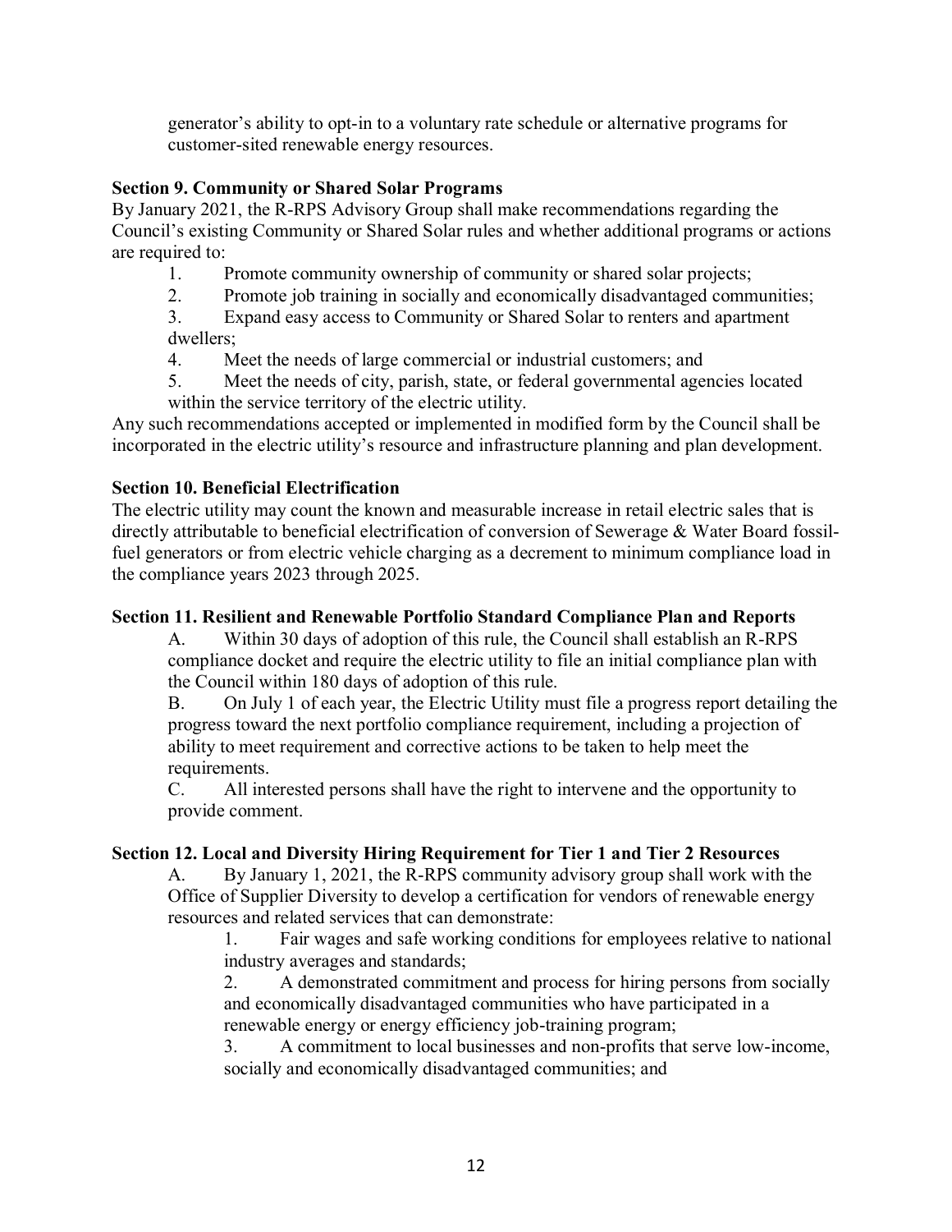generator's ability to opt-in to a voluntary rate schedule or alternative programs for customer-sited renewable energy resources.

**Section 9. Community or Shared Solar Programs**

By January 2021, the R-RPS Advisory Group shall make recommendations regarding the Council's existing Community or Shared Solar rules and whether additional programs or actions are required to:

1. Promote community ownership of community or shared solar projects;
2. Promote job training in socially and economically disadvantaged communities;
3. Expand easy access to Community or Shared Solar to renters and apartment dwellers;
4. Meet the needs of large commercial or industrial customers; and
5. Meet the needs of city, parish, state, or federal governmental agencies located within the service territory of the electric utility.

Any such recommendations accepted or implemented in modified form by the Council shall be incorporated in the electric utility's resource and infrastructure planning and plan development.

**Section 10. Beneficial Electrification**

The electric utility may count the known and measurable increase in retail electric sales that is directly attributable to beneficial electrification of conversion of Sewerage & Water Board fossil-fuel generators or from electric vehicle charging as a decrement to minimum compliance load in the compliance years 2023 through 2025.

**Section 11. Resilient and Renewable Portfolio Standard Compliance Plan and Reports**

A. Within 30 days of adoption of this rule, the Council shall establish an R-RPS compliance docket and require the electric utility to file an initial compliance plan with the Council within 180 days of adoption of this rule.

B. On July 1 of each year, the Electric Utility must file a progress report detailing the progress toward the next portfolio compliance requirement, including a projection of ability to meet requirement and corrective actions to be taken to help meet the requirements.

C. All interested persons shall have the right to intervene and the opportunity to provide comment.

**Section 12. Local and Diversity Hiring Requirement for Tier 1 and Tier 2 Resources**

A. By January 1, 2021, the R-RPS community advisory group shall work with the Office of Supplier Diversity to develop a certification for vendors of renewable energy resources and related services that can demonstrate:

1. Fair wages and safe working conditions for employees relative to national industry averages and standards;
2. A demonstrated commitment and process for hiring persons from socially and economically disadvantaged communities who have participated in a renewable energy or energy efficiency job-training program;
3. A commitment to local businesses and non-profits that serve low-income, socially and economically disadvantaged communities; and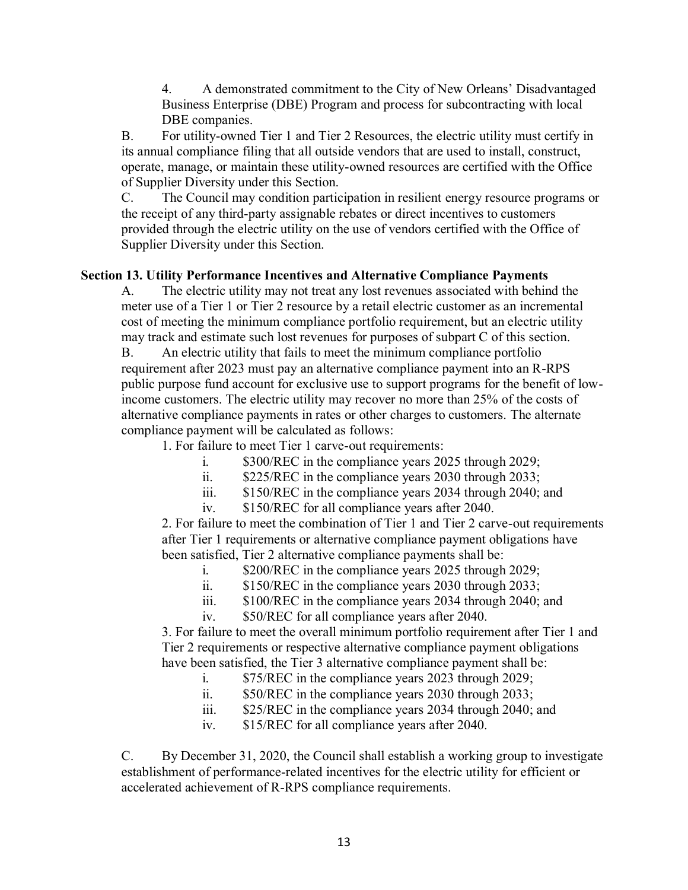4. A demonstrated commitment to the City of New Orleans' Disadvantaged Business Enterprise (DBE) Program and process for subcontracting with local DBE companies.

B. For utility-owned Tier 1 and Tier 2 Resources, the electric utility must certify in its annual compliance filing that all outside vendors that are used to install, construct, operate, manage, or maintain these utility-owned resources are certified with the Office of Supplier Diversity under this Section.

C. The Council may condition participation in resilient energy resource programs or the receipt of any third-party assignable rebates or direct incentives to customers provided through the electric utility on the use of vendors certified with the Office of Supplier Diversity under this Section.

**Section 13. Utility Performance Incentives and Alternative Compliance Payments**

A. The electric utility may not treat any lost revenues associated with behind the meter use of a Tier 1 or Tier 2 resource by a retail electric customer as an incremental cost of meeting the minimum compliance portfolio requirement, but an electric utility may track and estimate such lost revenues for purposes of subpart C of this section.

B. An electric utility that fails to meet the minimum compliance portfolio requirement after 2023 must pay an alternative compliance payment into an R-RPS public purpose fund account for exclusive use to support programs for the benefit of low-income customers. The electric utility may recover no more than 25% of the costs of alternative compliance payments in rates or other charges to customers. The alternate compliance payment will be calculated as follows:

1. For failure to meet Tier 1 carve-out requirements:
   - i. $300/REC in the compliance years 2025 through 2029;
   - ii. $225/REC in the compliance years 2030 through 2033;
   - iii. $150/REC in the compliance years 2034 through 2040; and
   - iv. $150/REC for all compliance years after 2040.

2. For failure to meet the combination of Tier 1 and Tier 2 carve-out requirements after Tier 1 requirements or alternative compliance payment obligations have been satisfied, Tier 2 alternative compliance payments shall be:
   - i. $200/REC in the compliance years 2025 through 2029;
   - ii. $150/REC in the compliance years 2030 through 2033;
   - iii. $100/REC in the compliance years 2034 through 2040; and
   - iv. $50/REC for all compliance years after 2040.

3. For failure to meet the overall minimum portfolio requirement after Tier 1 and Tier 2 requirements or respective alternative compliance payment obligations have been satisfied, the Tier 3 alternative compliance payment shall be:
   - i. $75/REC in the compliance years 2023 through 2029;
   - ii. $50/REC in the compliance years 2030 through 2033;
   - iii. $25/REC in the compliance years 2034 through 2040; and
   - iv. $15/REC for all compliance years after 2040.

C. By December 31, 2020, the Council shall establish a working group to investigate establishment of performance-related incentives for the electric utility for efficient or accelerated achievement of R-RPS compliance requirements.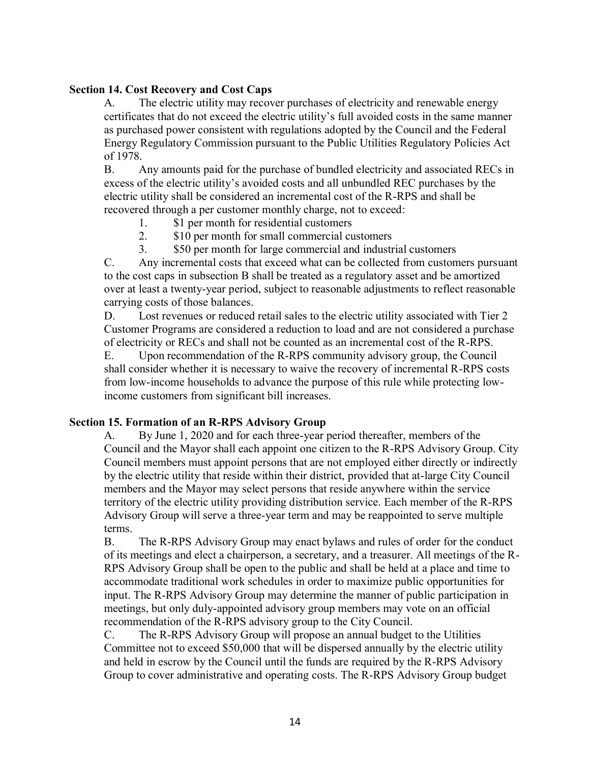**Section 14. Cost Recovery and Cost Caps**

A. The electric utility may recover purchases of electricity and renewable energy certificates that do not exceed the electric utility's full avoided costs in the same manner as purchased power consistent with regulations adopted by the Council and the Federal Energy Regulatory Commission pursuant to the Public Utilities Regulatory Policies Act of 1978.

B. Any amounts paid for the purchase of bundled electricity and associated RECs in excess of the electric utility's avoided costs and all unbundled REC purchases by the electric utility shall be considered an incremental cost of the R-RPS and shall be recovered through a per customer monthly charge, not to exceed:

1. $1 per month for residential customers
2. $10 per month for small commercial customers
3. $50 per month for large commercial and industrial customers

C. Any incremental costs that exceed what can be collected from customers pursuant to the cost caps in subsection B shall be treated as a regulatory asset and be amortized over at least a twenty-year period, subject to reasonable adjustments to reflect reasonable carrying costs of those balances.

D. Lost revenues or reduced retail sales to the electric utility associated with Tier 2 Customer Programs are considered a reduction to load and are not considered a purchase of electricity or RECs and shall not be counted as an incremental cost of the R-RPS.

E. Upon recommendation of the R-RPS community advisory group, the Council shall consider whether it is necessary to waive the recovery of incremental R-RPS costs from low-income households to advance the purpose of this rule while protecting low-income customers from significant bill increases.

**Section 15. Formation of an R-RPS Advisory Group**

A. By June 1, 2020 and for each three-year period thereafter, members of the Council and the Mayor shall each appoint one citizen to the R-RPS Advisory Group. City Council members must appoint persons that are not employed either directly or indirectly by the electric utility that reside within their district, provided that at-large City Council members and the Mayor may select persons that reside anywhere within the service territory of the electric utility providing distribution service. Each member of the R-RPS Advisory Group will serve a three-year term and may be reappointed to serve multiple terms.

B. The R-RPS Advisory Group may enact bylaws and rules of order for the conduct of its meetings and elect a chairperson, a secretary, and a treasurer. All meetings of the R-RPS Advisory Group shall be open to the public and shall be held at a place and time to accommodate traditional work schedules in order to maximize public opportunities for input. The R-RPS Advisory Group may determine the manner of public participation in meetings, but only duly-appointed advisory group members may vote on an official recommendation of the R-RPS advisory group to the City Council.

C. The R-RPS Advisory Group will propose an annual budget to the Utilities Committee not to exceed $50,000 that will be dispersed annually by the electric utility and held in escrow by the Council until the funds are required by the R-RPS Advisory Group to cover administrative and operating costs. The R-RPS Advisory Group budget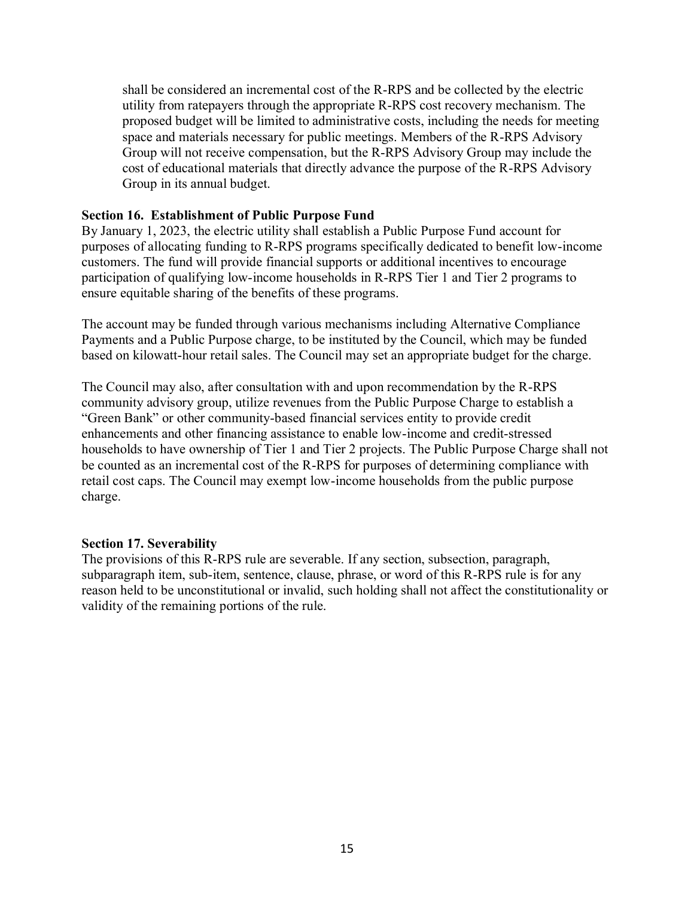shall be considered an incremental cost of the R-RPS and be collected by the electric utility from ratepayers through the appropriate R-RPS cost recovery mechanism. The proposed budget will be limited to administrative costs, including the needs for meeting space and materials necessary for public meetings. Members of the R-RPS Advisory Group will not receive compensation, but the R-RPS Advisory Group may include the cost of educational materials that directly advance the purpose of the R-RPS Advisory Group in its annual budget.

**Section 16. Establishment of Public Purpose Fund**

By January 1, 2023, the electric utility shall establish a Public Purpose Fund account for purposes of allocating funding to R-RPS programs specifically dedicated to benefit low-income customers. The fund will provide financial supports or additional incentives to encourage participation of qualifying low-income households in R-RPS Tier 1 and Tier 2 programs to ensure equitable sharing of the benefits of these programs.

The account may be funded through various mechanisms including Alternative Compliance Payments and a Public Purpose charge, to be instituted by the Council, which may be funded based on kilowatt-hour retail sales. The Council may set an appropriate budget for the charge.

The Council may also, after consultation with and upon recommendation by the R-RPS community advisory group, utilize revenues from the Public Purpose Charge to establish a "Green Bank" or other community-based financial services entity to provide credit enhancements and other financing assistance to enable low-income and credit-stressed households to have ownership of Tier 1 and Tier 2 projects. The Public Purpose Charge shall not be counted as an incremental cost of the R-RPS for purposes of determining compliance with retail cost caps. The Council may exempt low-income households from the public purpose charge.

**Section 17. Severability**

The provisions of this R-RPS rule are severable. If any section, subsection, paragraph, subparagraph item, sub-item, sentence, clause, phrase, or word of this R-RPS rule is for any reason held to be unconstitutional or invalid, such holding shall not affect the constitutionality or validity of the remaining portions of the rule.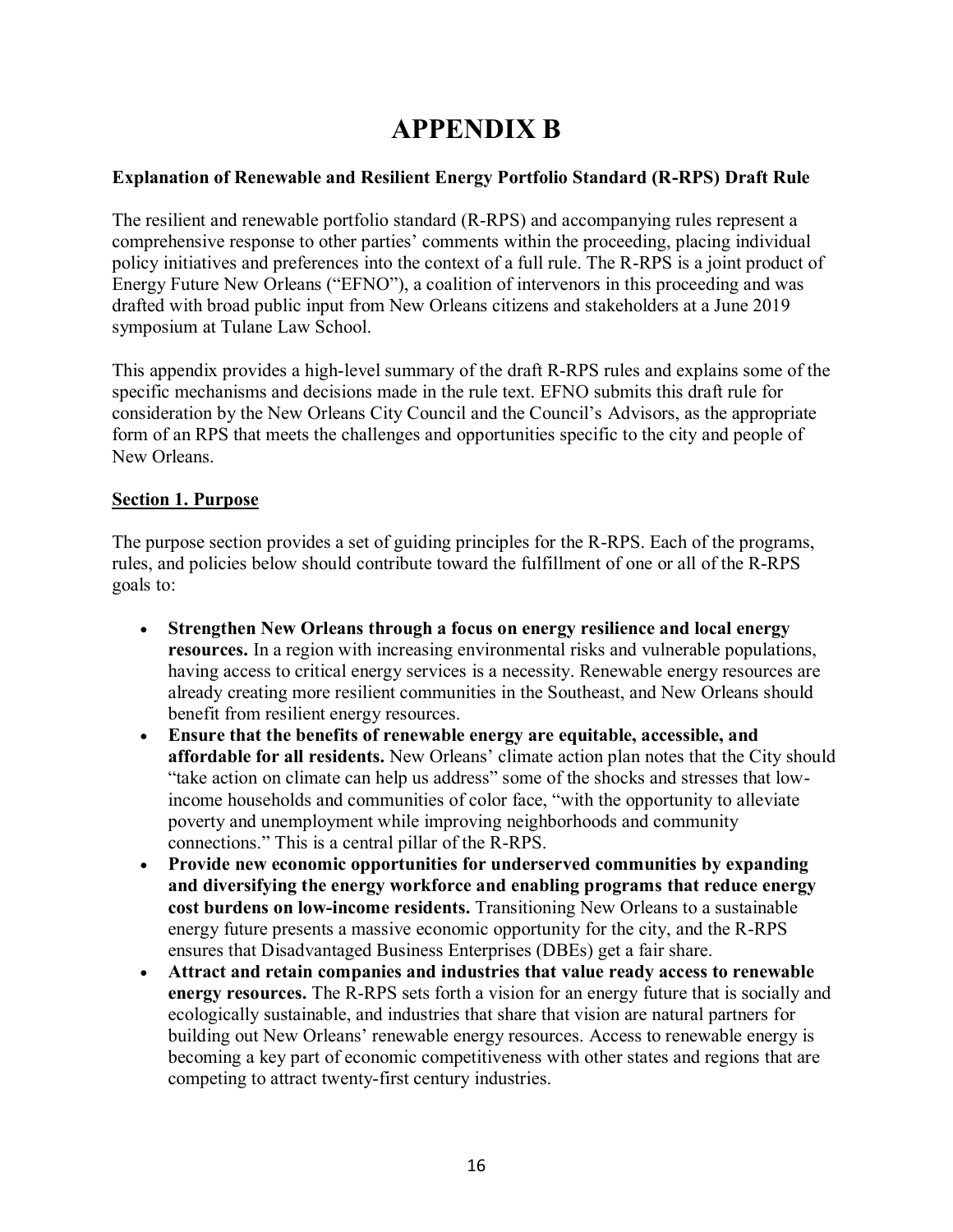# APPENDIX B

**Explanation of Renewable and Resilient Energy Portfolio Standard (R-RPS) Draft Rule**

The resilient and renewable portfolio standard (R-RPS) and accompanying rules represent a comprehensive response to other parties' comments within the proceeding, placing individual policy initiatives and preferences into the context of a full rule. The R-RPS is a joint product of Energy Future New Orleans ("EFNO"), a coalition of intervenors in this proceeding and was drafted with broad public input from New Orleans citizens and stakeholders at a June 2019 symposium at Tulane Law School.

This appendix provides a high-level summary of the draft R-RPS rules and explains some of the specific mechanisms and decisions made in the rule text. EFNO submits this draft rule for consideration by the New Orleans City Council and the Council's Advisors, as the appropriate form of an RPS that meets the challenges and opportunities specific to the city and people of New Orleans.

## Section 1. Purpose

The purpose section provides a set of guiding principles for the R-RPS. Each of the programs, rules, and policies below should contribute toward the fulfillment of one or all of the R-RPS goals to:

- **Strengthen New Orleans through a focus on energy resilience and local energy resources.** In a region with increasing environmental risks and vulnerable populations, having access to critical energy services is a necessity. Renewable energy resources are already creating more resilient communities in the Southeast, and New Orleans should benefit from resilient energy resources.
- **Ensure that the benefits of renewable energy are equitable, accessible, and affordable for all residents.** New Orleans' climate action plan notes that the City should "take action on climate can help us address" some of the shocks and stresses that low-income households and communities of color face, "with the opportunity to alleviate poverty and unemployment while improving neighborhoods and community connections." This is a central pillar of the R-RPS.
- **Provide new economic opportunities for underserved communities by expanding and diversifying the energy workforce and enabling programs that reduce energy cost burdens on low-income residents.** Transitioning New Orleans to a sustainable energy future presents a massive economic opportunity for the city, and the R-RPS ensures that Disadvantaged Business Enterprises (DBEs) get a fair share.
- **Attract and retain companies and industries that value ready access to renewable energy resources.** The R-RPS sets forth a vision for an energy future that is socially and ecologically sustainable, and industries that share that vision are natural partners for building out New Orleans' renewable energy resources. Access to renewable energy is becoming a key part of economic competitiveness with other states and regions that are competing to attract twenty-first century industries.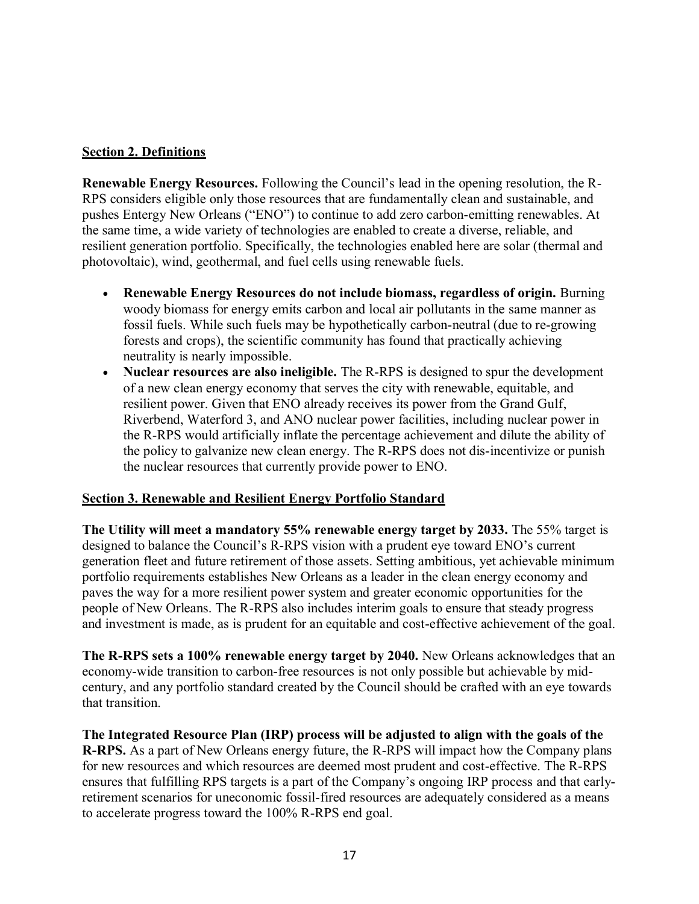## Section 2. Definitions

**Renewable Energy Resources.** Following the Council's lead in the opening resolution, the R-RPS considers eligible only those resources that are fundamentally clean and sustainable, and pushes Entergy New Orleans ("ENO") to continue to add zero carbon-emitting renewables. At the same time, a wide variety of technologies are enabled to create a diverse, reliable, and resilient generation portfolio. Specifically, the technologies enabled here are solar (thermal and photovoltaic), wind, geothermal, and fuel cells using renewable fuels.

- **Renewable Energy Resources do not include biomass, regardless of origin.** Burning woody biomass for energy emits carbon and local air pollutants in the same manner as fossil fuels. While such fuels may be hypothetically carbon-neutral (due to re-growing forests and crops), the scientific community has found that practically achieving neutrality is nearly impossible.
- **Nuclear resources are also ineligible.** The R-RPS is designed to spur the development of a new clean energy economy that serves the city with renewable, equitable, and resilient power. Given that ENO already receives its power from the Grand Gulf, Riverbend, Waterford 3, and ANO nuclear power facilities, including nuclear power in the R-RPS would artificially inflate the percentage achievement and dilute the ability of the policy to galvanize new clean energy. The R-RPS does not dis-incentivize or punish the nuclear resources that currently provide power to ENO.

## Section 3. Renewable and Resilient Energy Portfolio Standard

**The Utility will meet a mandatory 55% renewable energy target by 2033.** The 55% target is designed to balance the Council's R-RPS vision with a prudent eye toward ENO's current generation fleet and future retirement of those assets. Setting ambitious, yet achievable minimum portfolio requirements establishes New Orleans as a leader in the clean energy economy and paves the way for a more resilient power system and greater economic opportunities for the people of New Orleans. The R-RPS also includes interim goals to ensure that steady progress and investment is made, as is prudent for an equitable and cost-effective achievement of the goal.

**The R-RPS sets a 100% renewable energy target by 2040.** New Orleans acknowledges that an economy-wide transition to carbon-free resources is not only possible but achievable by mid-century, and any portfolio standard created by the Council should be crafted with an eye towards that transition.

**The Integrated Resource Plan (IRP) process will be adjusted to align with the goals of the R-RPS.** As a part of New Orleans energy future, the R-RPS will impact how the Company plans for new resources and which resources are deemed most prudent and cost-effective. The R-RPS ensures that fulfilling RPS targets is a part of the Company's ongoing IRP process and that early-retirement scenarios for uneconomic fossil-fired resources are adequately considered as a means to accelerate progress toward the 100% R-RPS end goal.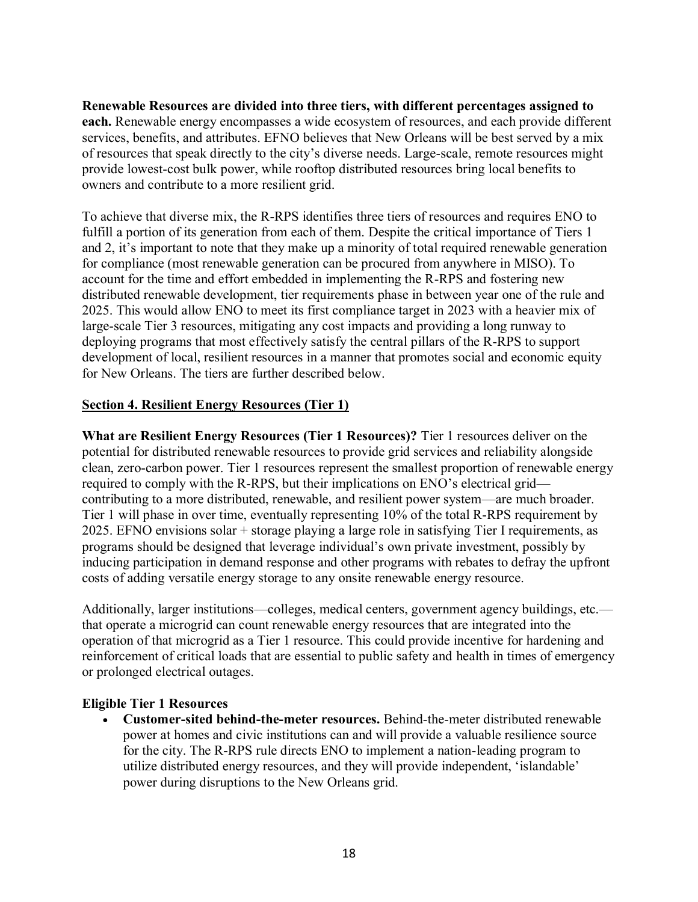**Renewable Resources are divided into three tiers, with different percentages assigned to each.** Renewable energy encompasses a wide ecosystem of resources, and each provide different services, benefits, and attributes. EFNO believes that New Orleans will be best served by a mix of resources that speak directly to the city's diverse needs. Large-scale, remote resources might provide lowest-cost bulk power, while rooftop distributed resources bring local benefits to owners and contribute to a more resilient grid.

To achieve that diverse mix, the R-RPS identifies three tiers of resources and requires ENO to fulfill a portion of its generation from each of them. Despite the critical importance of Tiers 1 and 2, it's important to note that they make up a minority of total required renewable generation for compliance (most renewable generation can be procured from anywhere in MISO). To account for the time and effort embedded in implementing the R-RPS and fostering new distributed renewable development, tier requirements phase in between year one of the rule and 2025. This would allow ENO to meet its first compliance target in 2023 with a heavier mix of large-scale Tier 3 resources, mitigating any cost impacts and providing a long runway to deploying programs that most effectively satisfy the central pillars of the R-RPS to support development of local, resilient resources in a manner that promotes social and economic equity for New Orleans. The tiers are further described below.

## Section 4. Resilient Energy Resources (Tier 1)

**What are Resilient Energy Resources (Tier 1 Resources)?** Tier 1 resources deliver on the potential for distributed renewable resources to provide grid services and reliability alongside clean, zero-carbon power. Tier 1 resources represent the smallest proportion of renewable energy required to comply with the R-RPS, but their implications on ENO's electrical grid—contributing to a more distributed, renewable, and resilient power system—are much broader. Tier 1 will phase in over time, eventually representing 10% of the total R-RPS requirement by 2025. EFNO envisions solar + storage playing a large role in satisfying Tier I requirements, as programs should be designed that leverage individual's own private investment, possibly by inducing participation in demand response and other programs with rebates to defray the upfront costs of adding versatile energy storage to any onsite renewable energy resource.

Additionally, larger institutions—colleges, medical centers, government agency buildings, etc.—that operate a microgrid can count renewable energy resources that are integrated into the operation of that microgrid as a Tier 1 resource. This could provide incentive for hardening and reinforcement of critical loads that are essential to public safety and health in times of emergency or prolonged electrical outages.

**Eligible Tier 1 Resources**

- **Customer-sited behind-the-meter resources.** Behind-the-meter distributed renewable power at homes and civic institutions can and will provide a valuable resilience source for the city. The R-RPS rule directs ENO to implement a nation-leading program to utilize distributed energy resources, and they will provide independent, 'islandable' power during disruptions to the New Orleans grid.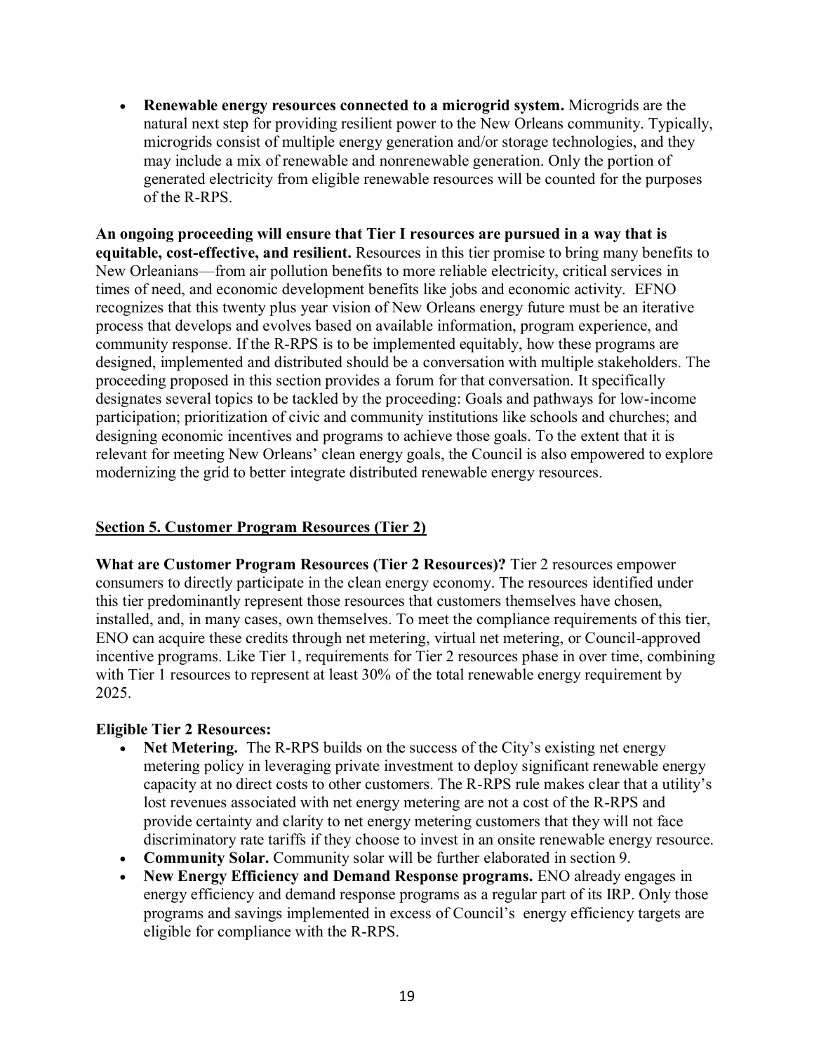- **Renewable energy resources connected to a microgrid system.** Microgrids are the natural next step for providing resilient power to the New Orleans community. Typically, microgrids consist of multiple energy generation and/or storage technologies, and they may include a mix of renewable and nonrenewable generation. Only the portion of generated electricity from eligible renewable resources will be counted for the purposes of the R-RPS.

**An ongoing proceeding will ensure that Tier I resources are pursued in a way that is equitable, cost-effective, and resilient.** Resources in this tier promise to bring many benefits to New Orleanians—from air pollution benefits to more reliable electricity, critical services in times of need, and economic development benefits like jobs and economic activity. EFNO recognizes that this twenty plus year vision of New Orleans energy future must be an iterative process that develops and evolves based on available information, program experience, and community response. If the R-RPS is to be implemented equitably, how these programs are designed, implemented and distributed should be a conversation with multiple stakeholders. The proceeding proposed in this section provides a forum for that conversation. It specifically designates several topics to be tackled by the proceeding: Goals and pathways for low-income participation; prioritization of civic and community institutions like schools and churches; and designing economic incentives and programs to achieve those goals. To the extent that it is relevant for meeting New Orleans' clean energy goals, the Council is also empowered to explore modernizing the grid to better integrate distributed renewable energy resources.

## Section 5. Customer Program Resources (Tier 2)

**What are Customer Program Resources (Tier 2 Resources)?** Tier 2 resources empower consumers to directly participate in the clean energy economy. The resources identified under this tier predominantly represent those resources that customers themselves have chosen, installed, and, in many cases, own themselves. To meet the compliance requirements of this tier, ENO can acquire these credits through net metering, virtual net metering, or Council-approved incentive programs. Like Tier 1, requirements for Tier 2 resources phase in over time, combining with Tier 1 resources to represent at least 30% of the total renewable energy requirement by 2025.

**Eligible Tier 2 Resources:**

- **Net Metering.** The R-RPS builds on the success of the City's existing net energy metering policy in leveraging private investment to deploy significant renewable energy capacity at no direct costs to other customers. The R-RPS rule makes clear that a utility's lost revenues associated with net energy metering are not a cost of the R-RPS and provide certainty and clarity to net energy metering customers that they will not face discriminatory rate tariffs if they choose to invest in an onsite renewable energy resource.
- **Community Solar.** Community solar will be further elaborated in section 9.
- **New Energy Efficiency and Demand Response programs.** ENO already engages in energy efficiency and demand response programs as a regular part of its IRP. Only those programs and savings implemented in excess of Council's energy efficiency targets are eligible for compliance with the R-RPS.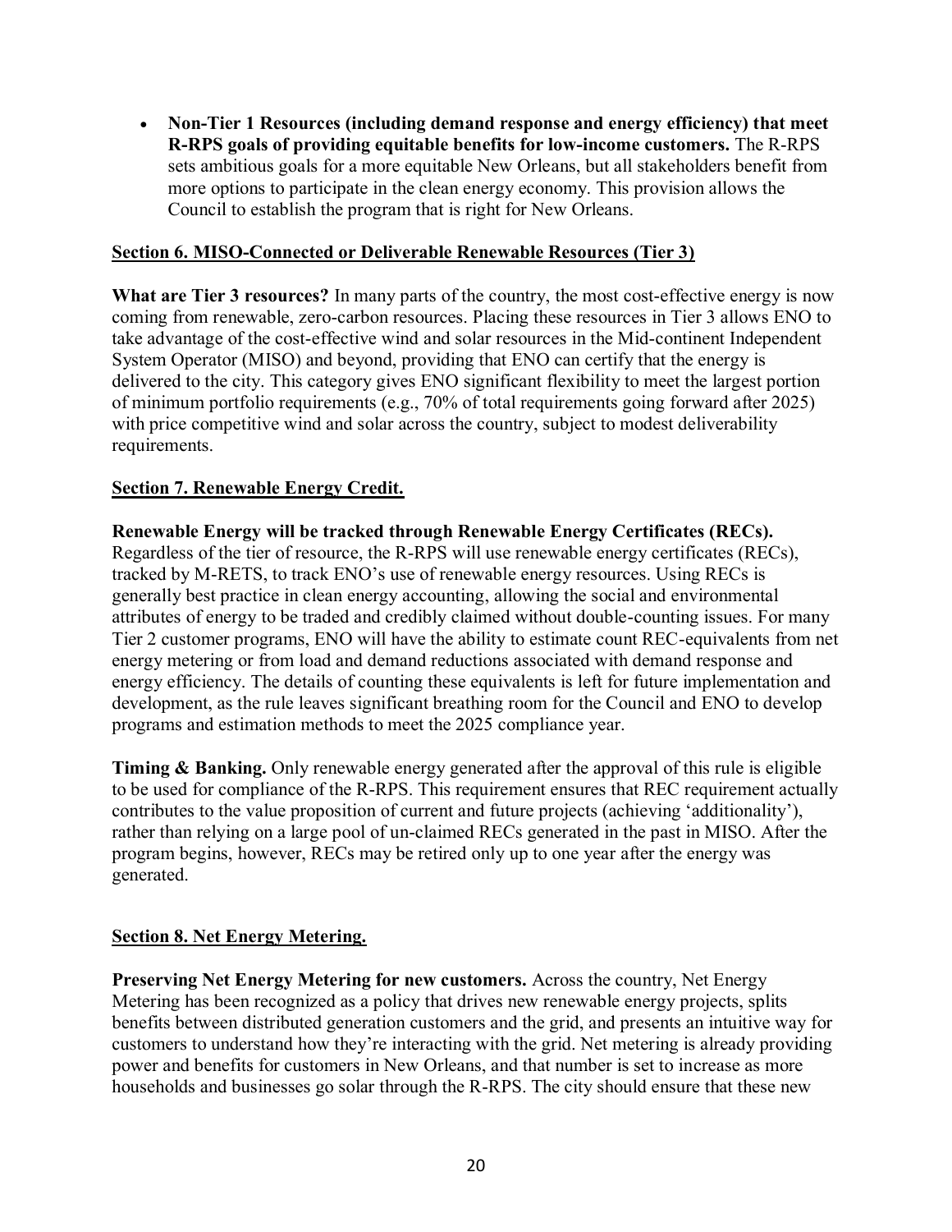- **Non-Tier 1 Resources (including demand response and energy efficiency) that meet R-RPS goals of providing equitable benefits for low-income customers.** The R-RPS sets ambitious goals for a more equitable New Orleans, but all stakeholders benefit from more options to participate in the clean energy economy. This provision allows the Council to establish the program that is right for New Orleans.

<u>**Section 6. MISO-Connected or Deliverable Renewable Resources (Tier 3)**</u>

**What are Tier 3 resources?** In many parts of the country, the most cost-effective energy is now coming from renewable, zero-carbon resources. Placing these resources in Tier 3 allows ENO to take advantage of the cost-effective wind and solar resources in the Mid-continent Independent System Operator (MISO) and beyond, providing that ENO can certify that the energy is delivered to the city. This category gives ENO significant flexibility to meet the largest portion of minimum portfolio requirements (e.g., 70% of total requirements going forward after 2025) with price competitive wind and solar across the country, subject to modest deliverability requirements.

<u>**Section 7. Renewable Energy Credit.**</u>

**Renewable Energy will be tracked through Renewable Energy Certificates (RECs).** Regardless of the tier of resource, the R-RPS will use renewable energy certificates (RECs), tracked by M-RETS, to track ENO's use of renewable energy resources. Using RECs is generally best practice in clean energy accounting, allowing the social and environmental attributes of energy to be traded and credibly claimed without double-counting issues. For many Tier 2 customer programs, ENO will have the ability to estimate count REC-equivalents from net energy metering or from load and demand reductions associated with demand response and energy efficiency. The details of counting these equivalents is left for future implementation and development, as the rule leaves significant breathing room for the Council and ENO to develop programs and estimation methods to meet the 2025 compliance year.

**Timing & Banking.** Only renewable energy generated after the approval of this rule is eligible to be used for compliance of the R-RPS. This requirement ensures that REC requirement actually contributes to the value proposition of current and future projects (achieving 'additionality'), rather than relying on a large pool of un-claimed RECs generated in the past in MISO. After the program begins, however, RECs may be retired only up to one year after the energy was generated.

<u>**Section 8. Net Energy Metering.**</u>

**Preserving Net Energy Metering for new customers.** Across the country, Net Energy Metering has been recognized as a policy that drives new renewable energy projects, splits benefits between distributed generation customers and the grid, and presents an intuitive way for customers to understand how they're interacting with the grid. Net metering is already providing power and benefits for customers in New Orleans, and that number is set to increase as more households and businesses go solar through the R-RPS. The city should ensure that these new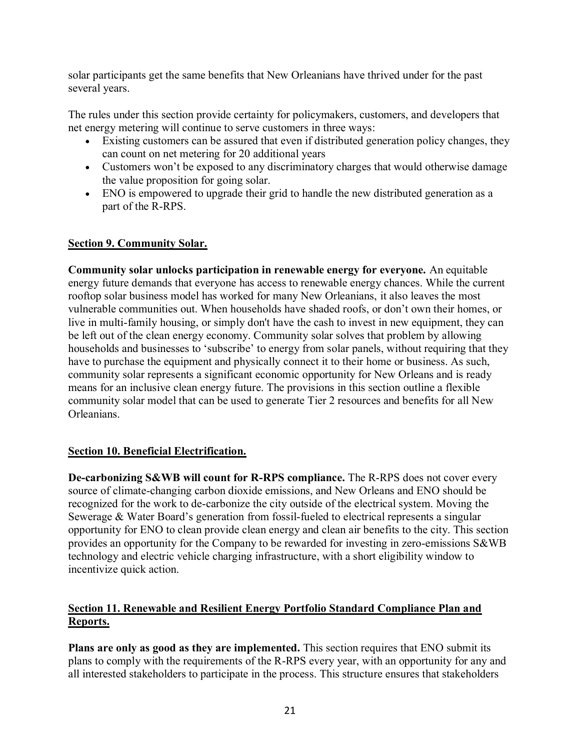solar participants get the same benefits that New Orleanians have thrived under for the past several years.

The rules under this section provide certainty for policymakers, customers, and developers that net energy metering will continue to serve customers in three ways:

- Existing customers can be assured that even if distributed generation policy changes, they can count on net metering for 20 additional years
- Customers won't be exposed to any discriminatory charges that would otherwise damage the value proposition for going solar.
- ENO is empowered to upgrade their grid to handle the new distributed generation as a part of the R-RPS.

**Section 9. Community Solar.**

**Community solar unlocks participation in renewable energy for everyone.** An equitable energy future demands that everyone has access to renewable energy chances. While the current rooftop solar business model has worked for many New Orleanians, it also leaves the most vulnerable communities out. When households have shaded roofs, or don't own their homes, or live in multi-family housing, or simply don't have the cash to invest in new equipment, they can be left out of the clean energy economy. Community solar solves that problem by allowing households and businesses to 'subscribe' to energy from solar panels, without requiring that they have to purchase the equipment and physically connect it to their home or business. As such, community solar represents a significant economic opportunity for New Orleans and is ready means for an inclusive clean energy future. The provisions in this section outline a flexible community solar model that can be used to generate Tier 2 resources and benefits for all New Orleanians.

**Section 10. Beneficial Electrification.**

**De-carbonizing S&WB will count for R-RPS compliance.** The R-RPS does not cover every source of climate-changing carbon dioxide emissions, and New Orleans and ENO should be recognized for the work to de-carbonize the city outside of the electrical system. Moving the Sewerage & Water Board's generation from fossil-fueled to electrical represents a singular opportunity for ENO to clean provide clean energy and clean air benefits to the city. This section provides an opportunity for the Company to be rewarded for investing in zero-emissions S&WB technology and electric vehicle charging infrastructure, with a short eligibility window to incentivize quick action.

**Section 11. Renewable and Resilient Energy Portfolio Standard Compliance Plan and Reports.**

**Plans are only as good as they are implemented.** This section requires that ENO submit its plans to comply with the requirements of the R-RPS every year, with an opportunity for any and all interested stakeholders to participate in the process. This structure ensures that stakeholders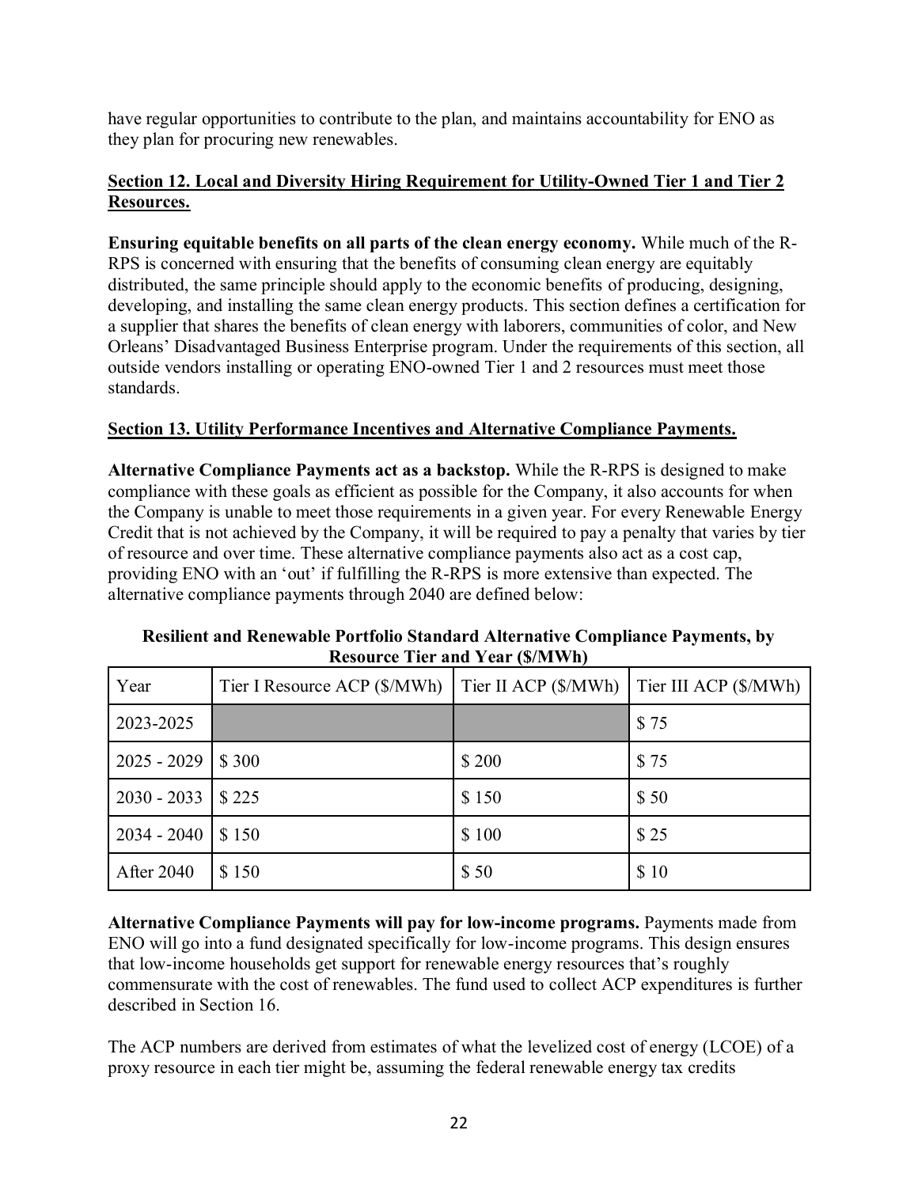have regular opportunities to contribute to the plan, and maintains accountability for ENO as they plan for procuring new renewables.

## Section 12. Local and Diversity Hiring Requirement for Utility-Owned Tier 1 and Tier 2 Resources.

**Ensuring equitable benefits on all parts of the clean energy economy.** While much of the R-RPS is concerned with ensuring that the benefits of consuming clean energy are equitably distributed, the same principle should apply to the economic benefits of producing, designing, developing, and installing the same clean energy products. This section defines a certification for a supplier that shares the benefits of clean energy with laborers, communities of color, and New Orleans' Disadvantaged Business Enterprise program. Under the requirements of this section, all outside vendors installing or operating ENO-owned Tier 1 and 2 resources must meet those standards.

## Section 13. Utility Performance Incentives and Alternative Compliance Payments.

**Alternative Compliance Payments act as a backstop.** While the R-RPS is designed to make compliance with these goals as efficient as possible for the Company, it also accounts for when the Company is unable to meet those requirements in a given year. For every Renewable Energy Credit that is not achieved by the Company, it will be required to pay a penalty that varies by tier of resource and over time. These alternative compliance payments also act as a cost cap, providing ENO with an 'out' if fulfilling the R-RPS is more extensive than expected. The alternative compliance payments through 2040 are defined below:

**Resilient and Renewable Portfolio Standard Alternative Compliance Payments, by Resource Tier and Year ($/MWh)**

| Year | Tier I Resource ACP ($/MWh) | Tier II ACP ($/MWh) | Tier III ACP ($/MWh) |
|---|---|---|---|
| 2023-2025 | | | $ 75 |
| 2025 - 2029 | $ 300 | $ 200 | $ 75 |
| 2030 - 2033 | $ 225 | $ 150 | $ 50 |
| 2034 - 2040 | $ 150 | $ 100 | $ 25 |
| After 2040 | $ 150 | $ 50 | $ 10 |

**Alternative Compliance Payments will pay for low-income programs.** Payments made from ENO will go into a fund designated specifically for low-income programs. This design ensures that low-income households get support for renewable energy resources that's roughly commensurate with the cost of renewables. The fund used to collect ACP expenditures is further described in Section 16.

The ACP numbers are derived from estimates of what the levelized cost of energy (LCOE) of a proxy resource in each tier might be, assuming the federal renewable energy tax credits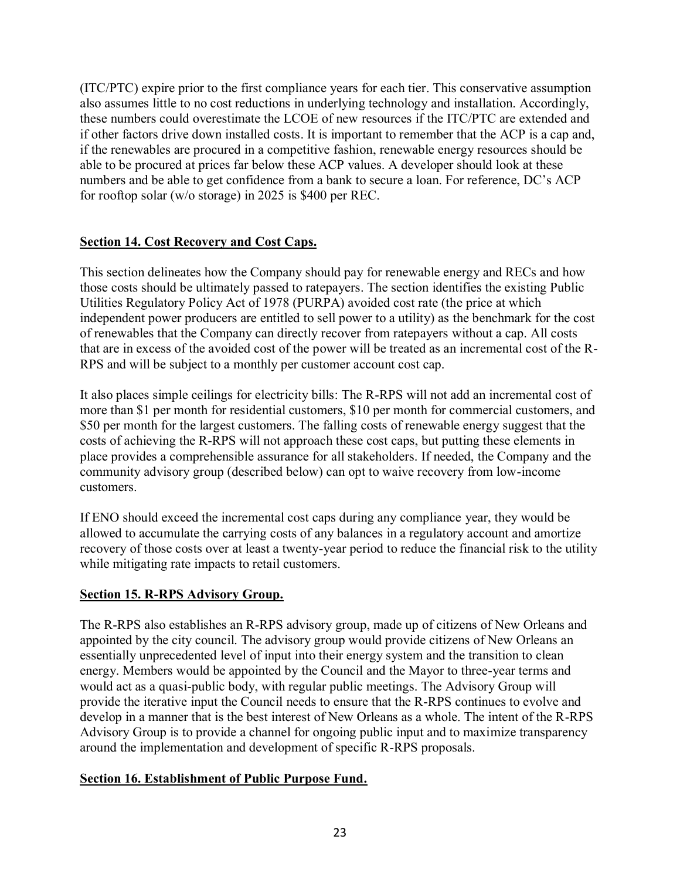(ITC/PTC) expire prior to the first compliance years for each tier. This conservative assumption also assumes little to no cost reductions in underlying technology and installation. Accordingly, these numbers could overestimate the LCOE of new resources if the ITC/PTC are extended and if other factors drive down installed costs. It is important to remember that the ACP is a cap and, if the renewables are procured in a competitive fashion, renewable energy resources should be able to be procured at prices far below these ACP values. A developer should look at these numbers and be able to get confidence from a bank to secure a loan. For reference, DC's ACP for rooftop solar (w/o storage) in 2025 is $400 per REC.

## Section 14. Cost Recovery and Cost Caps.

This section delineates how the Company should pay for renewable energy and RECs and how those costs should be ultimately passed to ratepayers. The section identifies the existing Public Utilities Regulatory Policy Act of 1978 (PURPA) avoided cost rate (the price at which independent power producers are entitled to sell power to a utility) as the benchmark for the cost of renewables that the Company can directly recover from ratepayers without a cap. All costs that are in excess of the avoided cost of the power will be treated as an incremental cost of the R-RPS and will be subject to a monthly per customer account cost cap.

It also places simple ceilings for electricity bills: The R-RPS will not add an incremental cost of more than $1 per month for residential customers, $10 per month for commercial customers, and $50 per month for the largest customers. The falling costs of renewable energy suggest that the costs of achieving the R-RPS will not approach these cost caps, but putting these elements in place provides a comprehensible assurance for all stakeholders. If needed, the Company and the community advisory group (described below) can opt to waive recovery from low-income customers.

If ENO should exceed the incremental cost caps during any compliance year, they would be allowed to accumulate the carrying costs of any balances in a regulatory account and amortize recovery of those costs over at least a twenty-year period to reduce the financial risk to the utility while mitigating rate impacts to retail customers.

## Section 15. R-RPS Advisory Group.

The R-RPS also establishes an R-RPS advisory group, made up of citizens of New Orleans and appointed by the city council. The advisory group would provide citizens of New Orleans an essentially unprecedented level of input into their energy system and the transition to clean energy. Members would be appointed by the Council and the Mayor to three-year terms and would act as a quasi-public body, with regular public meetings. The Advisory Group will provide the iterative input the Council needs to ensure that the R-RPS continues to evolve and develop in a manner that is the best interest of New Orleans as a whole. The intent of the R-RPS Advisory Group is to provide a channel for ongoing public input and to maximize transparency around the implementation and development of specific R-RPS proposals.

## Section 16. Establishment of Public Purpose Fund.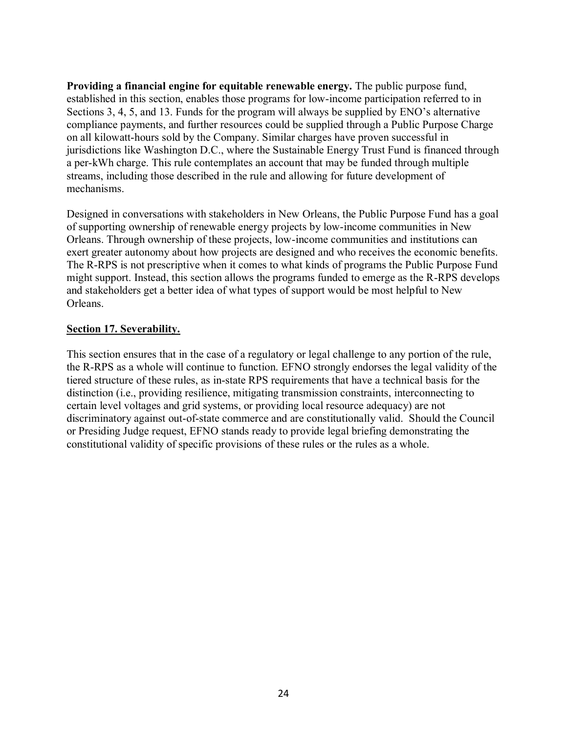**Providing a financial engine for equitable renewable energy.** The public purpose fund, established in this section, enables those programs for low-income participation referred to in Sections 3, 4, 5, and 13. Funds for the program will always be supplied by ENO's alternative compliance payments, and further resources could be supplied through a Public Purpose Charge on all kilowatt-hours sold by the Company. Similar charges have proven successful in jurisdictions like Washington D.C., where the Sustainable Energy Trust Fund is financed through a per-kWh charge. This rule contemplates an account that may be funded through multiple streams, including those described in the rule and allowing for future development of mechanisms.

Designed in conversations with stakeholders in New Orleans, the Public Purpose Fund has a goal of supporting ownership of renewable energy projects by low-income communities in New Orleans. Through ownership of these projects, low-income communities and institutions can exert greater autonomy about how projects are designed and who receives the economic benefits. The R-RPS is not prescriptive when it comes to what kinds of programs the Public Purpose Fund might support. Instead, this section allows the programs funded to emerge as the R-RPS develops and stakeholders get a better idea of what types of support would be most helpful to New Orleans.

## Section 17. Severability.

This section ensures that in the case of a regulatory or legal challenge to any portion of the rule, the R-RPS as a whole will continue to function. EFNO strongly endorses the legal validity of the tiered structure of these rules, as in-state RPS requirements that have a technical basis for the distinction (i.e., providing resilience, mitigating transmission constraints, interconnecting to certain level voltages and grid systems, or providing local resource adequacy) are not discriminatory against out-of-state commerce and are constitutionally valid. Should the Council or Presiding Judge request, EFNO stands ready to provide legal briefing demonstrating the constitutional validity of specific provisions of these rules or the rules as a whole.